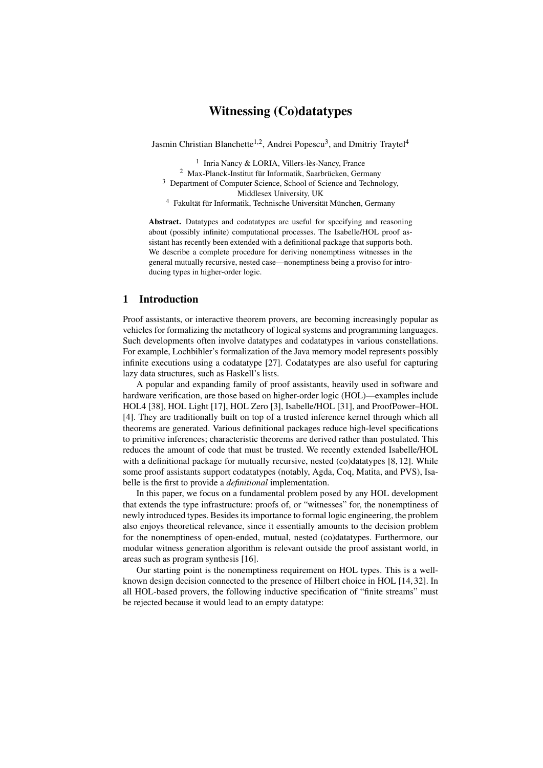# Witnessing (Co)datatypes

Jasmin Christian Blanchette[1,2], Andrei Popescu[3], and Dmitriy Traytel[4]

[1] Inria Nancy & LORIA, Villers-lès-Nancy, France
[2] Max-Planck-Institut für Informatik, Saarbrücken, Germany
[3] Department of Computer Science, School of Science and Technology, Middlesex University, UK
[4] Fakultät für Informatik, Technische Universität München, Germany

**Abstract.** Datatypes and codatatypes are useful for specifying and reasoning about (possibly infinite) computational processes. The Isabelle/HOL proof assistant has recently been extended with a definitional package that supports both. We describe a complete procedure for deriving nonemptiness witnesses in the general mutually recursive, nested case—nonemptiness being a proviso for introducing types in higher-order logic.

## 1 Introduction

Proof assistants, or interactive theorem provers, are becoming increasingly popular as vehicles for formalizing the metatheory of logical systems and programming languages. Such developments often involve datatypes and codatatypes in various constellations. For example, Lochbihler's formalization of the Java memory model represents possibly infinite executions using a codatatype [27]. Codatatypes are also useful for capturing lazy data structures, such as Haskell's lists.

A popular and expanding family of proof assistants, heavily used in software and hardware verification, are those based on higher-order logic (HOL)—examples include HOL4 [38], HOL Light [17], HOL Zero [3], Isabelle/HOL [31], and ProofPower–HOL [4]. They are traditionally built on top of a trusted inference kernel through which all theorems are generated. Various definitional packages reduce high-level specifications to primitive inferences; characteristic theorems are derived rather than postulated. This reduces the amount of code that must be trusted. We recently extended Isabelle/HOL with a definitional package for mutually recursive, nested (co)datatypes [8, 12]. While some proof assistants support codatatypes (notably, Agda, Coq, Matita, and PVS), Isabelle is the first to provide a *definitional* implementation.

In this paper, we focus on a fundamental problem posed by any HOL development that extends the type infrastructure: proofs of, or "witnesses" for, the nonemptiness of newly introduced types. Besides its importance to formal logic engineering, the problem also enjoys theoretical relevance, since it essentially amounts to the decision problem for the nonemptiness of open-ended, mutual, nested (co)datatypes. Furthermore, our modular witness generation algorithm is relevant outside the proof assistant world, in areas such as program synthesis [16].

Our starting point is the nonemptiness requirement on HOL types. This is a well-known design decision connected to the presence of Hilbert choice in HOL [14, 32]. In all HOL-based provers, the following inductive specification of "finite streams" must be rejected because it would lead to an empty datatype: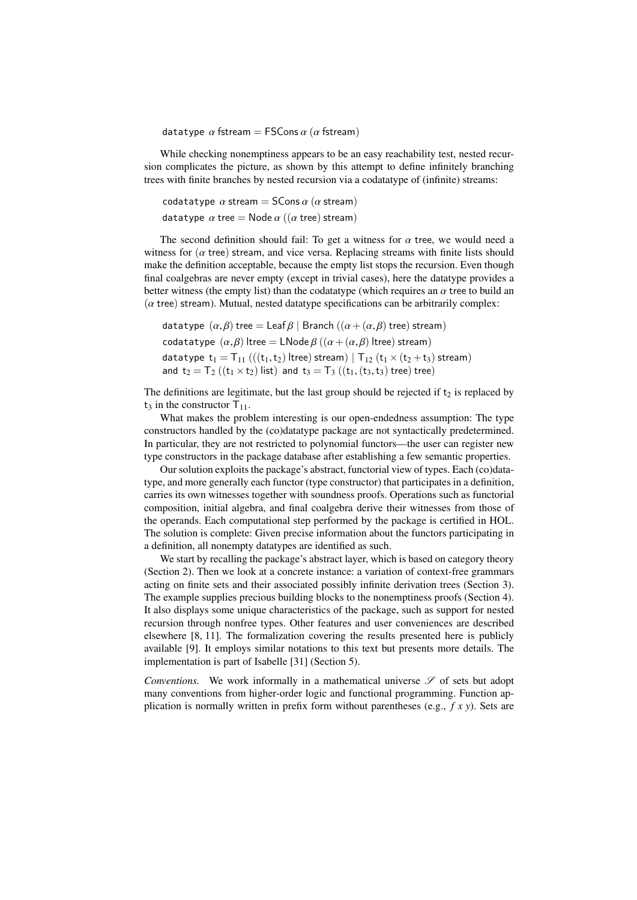datatype $\alpha$ fstream = FSCons $\alpha$ ($\alpha$ fstream)

While checking nonemptiness appears to be an easy reachability test, nested recursion complicates the picture, as shown by this attempt to define infinitely branching trees with finite branches by nested recursion via a codatatype of (infinite) streams:

codatatype $\alpha$ stream = SCons $\alpha$ ($\alpha$ stream)

datatype $\alpha$ tree = Node $\alpha$ (($\alpha$ tree) stream)

The second definition should fail: To get a witness for $\alpha$ tree, we would need a witness for ($\alpha$ tree) stream, and vice versa. Replacing streams with finite lists should make the definition acceptable, because the empty list stops the recursion. Even though final coalgebras are never empty (except in trivial cases), here the datatype provides a better witness (the empty list) than the codatatype (which requires an $\alpha$ tree to build an ($\alpha$ tree) stream). Mutual, nested datatype specifications can be arbitrarily complex:

datatype $(\alpha,\beta)$ tree = Leaf $\beta$ | Branch (($\alpha + (\alpha,\beta)$ tree) stream)

codatatype $(\alpha,\beta)$ ltree = LNode $\beta$ (($\alpha + (\alpha,\beta)$ ltree) stream)

datatype $t_1 = T_{11}$ ((($t_1, t_2$) ltree) stream) | $T_{12}$ ($t_1 \times (t_2 + t_3)$ stream)
and $t_2 = T_2$ (($t_1 \times t_2$) list) and $t_3 = T_3$ (($t_1$, ($t_3, t_3$) tree) tree)

The definitions are legitimate, but the last group should be rejected if $t_2$ is replaced by $t_3$ in the constructor $T_{11}$.

What makes the problem interesting is our open-endedness assumption: The type constructors handled by the (co)datatype package are not syntactically predetermined. In particular, they are not restricted to polynomial functors—the user can register new type constructors in the package database after establishing a few semantic properties.

Our solution exploits the package's abstract, functorial view of types. Each (co)datatype, and more generally each functor (type constructor) that participates in a definition, carries its own witnesses together with soundness proofs. Operations such as functorial composition, initial algebra, and final coalgebra derive their witnesses from those of the operands. Each computational step performed by the package is certified in HOL. The solution is complete: Given precise information about the functors participating in a definition, all nonempty datatypes are identified as such.

We start by recalling the package's abstract layer, which is based on category theory (Section 2). Then we look at a concrete instance: a variation of context-free grammars acting on finite sets and their associated possibly infinite derivation trees (Section 3). The example supplies precious building blocks to the nonemptiness proofs (Section 4). It also displays some unique characteristics of the package, such as support for nested recursion through nonfree types. Other features and user conveniences are described elsewhere [8, 11]. The formalization covering the results presented here is publicly available [9]. It employs similar notations to this text but presents more details. The implementation is part of Isabelle [31] (Section 5).

*Conventions.* We work informally in a mathematical universe $\mathscr{S}$ of sets but adopt many conventions from higher-order logic and functional programming. Function application is normally written in prefix form without parentheses (e.g., $f\ x\ y$). Sets are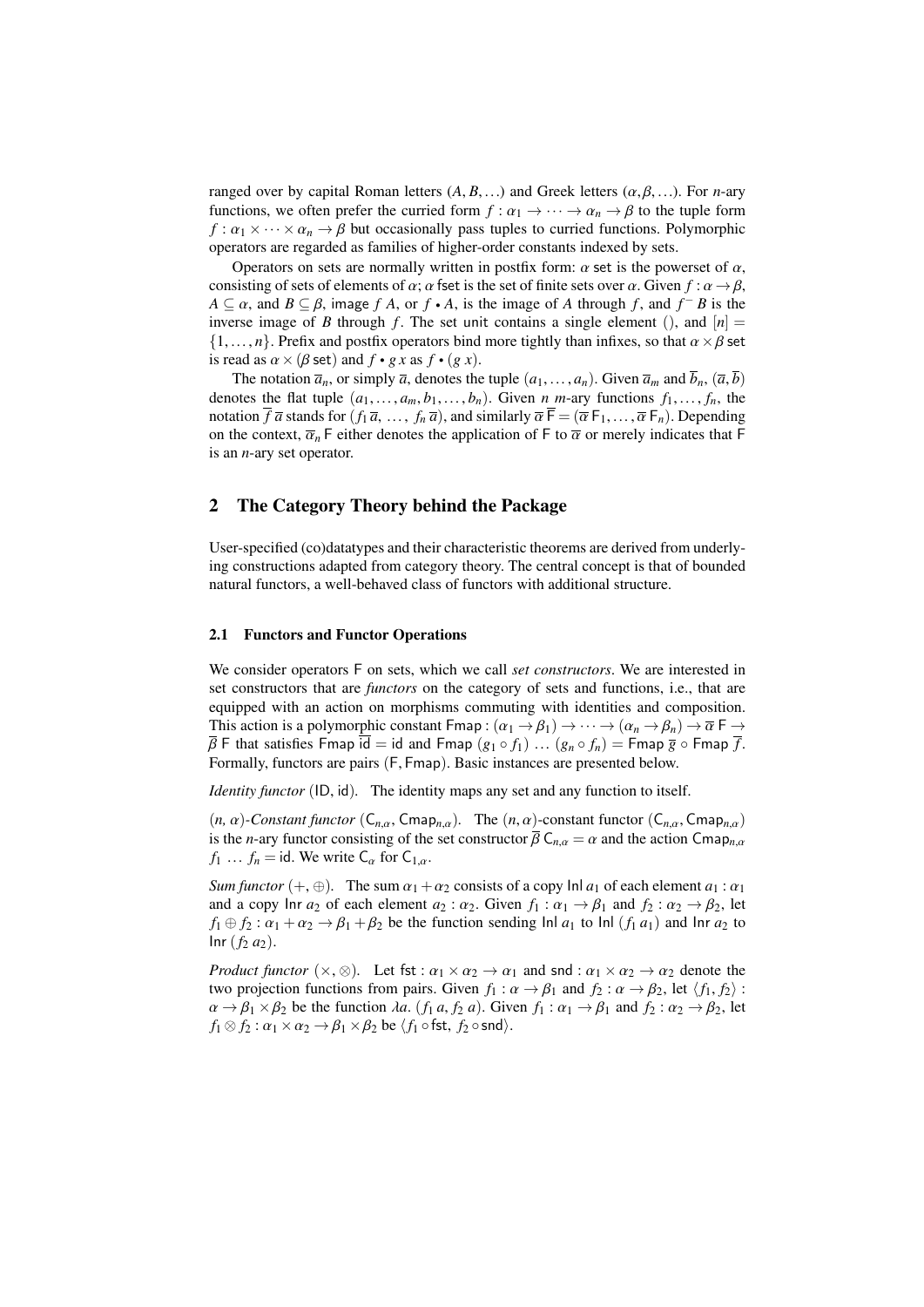ranged over by capital Roman letters ($A, B, \ldots$) and Greek letters ($\alpha, \beta, \ldots$). For $n$-ary functions, we often prefer the curried form $f : \alpha_1 \to \cdots \to \alpha_n \to \beta$ to the tuple form $f : \alpha_1 \times \cdots \times \alpha_n \to \beta$ but occasionally pass tuples to curried functions. Polymorphic operators are regarded as families of higher-order constants indexed by sets.

Operators on sets are normally written in postfix form: $\alpha$ set is the powerset of $\alpha$, consisting of sets of elements of $\alpha$; $\alpha$ fset is the set of finite sets over $\alpha$. Given $f : \alpha \to \beta$, $A \subseteq \alpha$, and $B \subseteq \beta$, image $f\ A$, or $f \bullet A$, is the image of $A$ through $f$, and $f^{-}\ B$ is the inverse image of $B$ through $f$. The set unit contains a single element (), and $[n] = \{1, \ldots, n\}$. Prefix and postfix operators bind more tightly than infixes, so that $\alpha \times \beta$ set is read as $\alpha \times (\beta\ \mathsf{set})$ and $f \bullet g\ x$ as $f \bullet (g\ x)$.

The notation $\overline{a}_n$, or simply $\overline{a}$, denotes the tuple $(a_1, \ldots, a_n)$. Given $\overline{a}_m$ and $\overline{b}_n$, $(\overline{a}, \overline{b})$ denotes the flat tuple $(a_1, \ldots, a_m, b_1, \ldots, b_n)$. Given $n$ $m$-ary functions $f_1, \ldots, f_n$, the notation $\overline{f}\ \overline{a}$ stands for $(f_1\ \overline{a},\ \ldots,\ f_n\ \overline{a})$, and similarly $\overline{\alpha}\ \overline{\mathsf{F}} = (\overline{\alpha}\ \mathsf{F}_1, \ldots, \overline{\alpha}\ \mathsf{F}_n)$. Depending on the context, $\overline{\alpha}_n\ \mathsf{F}$ either denotes the application of $\mathsf{F}$ to $\overline{\alpha}$ or merely indicates that $\mathsf{F}$ is an $n$-ary set operator.

## 2 The Category Theory behind the Package

User-specified (co)datatypes and their characteristic theorems are derived from underlying constructions adapted from category theory. The central concept is that of bounded natural functors, a well-behaved class of functors with additional structure.

### 2.1 Functors and Functor Operations

We consider operators F on sets, which we call *set constructors*. We are interested in set constructors that are *functors* on the category of sets and functions, i.e., that are equipped with an action on morphisms commuting with identities and composition. This action is a polymorphic constant $\mathsf{Fmap} : (\alpha_1 \to \beta_1) \to \cdots \to (\alpha_n \to \beta_n) \to \overline{\alpha}\ \mathsf{F} \to \overline{\beta}\ \mathsf{F}$ that satisfies $\mathsf{Fmap}\ \overline{\mathsf{id}} = \mathsf{id}$ and $\mathsf{Fmap}\ (g_1 \circ f_1)\ \ldots\ (g_n \circ f_n) = \mathsf{Fmap}\ \overline{g} \circ \mathsf{Fmap}\ \overline{f}$. Formally, functors are pairs (F, Fmap). Basic instances are presented below.

*Identity functor* (ID, id). The identity maps any set and any function to itself.

*($n$, $\alpha$)-Constant functor* ($\mathsf{C}_{n,\alpha}$, $\mathsf{Cmap}_{n,\alpha}$). The $(n, \alpha)$-constant functor $(\mathsf{C}_{n,\alpha}, \mathsf{Cmap}_{n,\alpha})$ is the $n$-ary functor consisting of the set constructor $\overline{\beta}\ \mathsf{C}_{n,\alpha} = \alpha$ and the action $\mathsf{Cmap}_{n,\alpha}$ $f_1\ \ldots\ f_n = \mathsf{id}$. We write $\mathsf{C}_\alpha$ for $\mathsf{C}_{1,\alpha}$.

*Sum functor* ($+$, $\oplus$). The sum $\alpha_1 + \alpha_2$ consists of a copy $\mathsf{Inl}\ a_1$ of each element $a_1 : \alpha_1$ and a copy $\mathsf{Inr}\ a_2$ of each element $a_2 : \alpha_2$. Given $f_1 : \alpha_1 \to \beta_1$ and $f_2 : \alpha_2 \to \beta_2$, let $f_1 \oplus f_2 : \alpha_1 + \alpha_2 \to \beta_1 + \beta_2$ be the function sending $\mathsf{Inl}\ a_1$ to $\mathsf{Inl}\ (f_1\ a_1)$ and $\mathsf{Inr}\ a_2$ to $\mathsf{Inr}\ (f_2\ a_2)$.

*Product functor* ($\times$, $\otimes$). Let $\mathsf{fst} : \alpha_1 \times \alpha_2 \to \alpha_1$ and $\mathsf{snd} : \alpha_1 \times \alpha_2 \to \alpha_2$ denote the two projection functions from pairs. Given $f_1 : \alpha \to \beta_1$ and $f_2 : \alpha \to \beta_2$, let $\langle f_1, f_2 \rangle : \alpha \to \beta_1 \times \beta_2$ be the function $\lambda a.\ (f_1\ a, f_2\ a)$. Given $f_1 : \alpha_1 \to \beta_1$ and $f_2 : \alpha_2 \to \beta_2$, let $f_1 \otimes f_2 : \alpha_1 \times \alpha_2 \to \beta_1 \times \beta_2$ be $\langle f_1 \circ \mathsf{fst},\ f_2 \circ \mathsf{snd} \rangle$.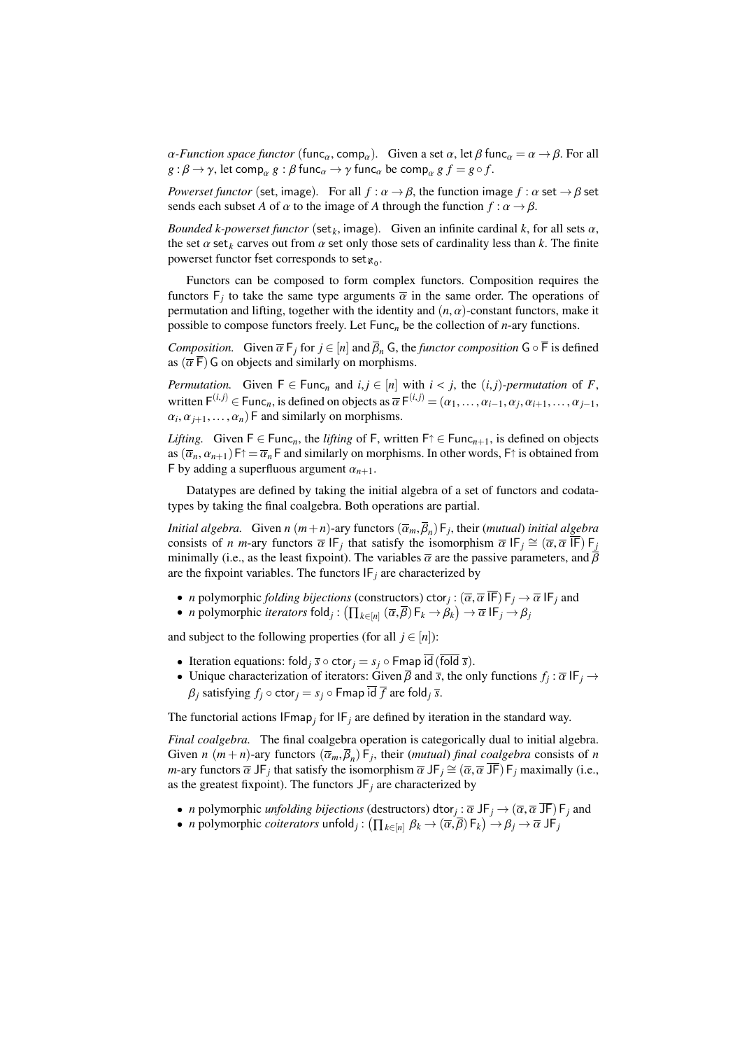*$\alpha$-Function space functor* ($\mathsf{func}_\alpha$, $\mathsf{comp}_\alpha$). Given a set $\alpha$, let $\beta\ \mathsf{func}_\alpha = \alpha \to \beta$. For all $g : \beta \to \gamma$, let $\mathsf{comp}_\alpha\ g : \beta\ \mathsf{func}_\alpha \to \gamma\ \mathsf{func}_\alpha$ be $\mathsf{comp}_\alpha\ g\ f = g \circ f$.

*Powerset functor* ($\mathsf{set}$, $\mathsf{image}$). For all $f : \alpha \to \beta$, the function $\mathsf{image}\ f : \alpha\ \mathsf{set} \to \beta\ \mathsf{set}$ sends each subset $A$ of $\alpha$ to the image of $A$ through the function $f : \alpha \to \beta$.

*Bounded k-powerset functor* ($\mathsf{set}_k$, $\mathsf{image}$). Given an infinite cardinal $k$, for all sets $\alpha$, the set $\alpha\ \mathsf{set}_k$ carves out from $\alpha\ \mathsf{set}$ only those sets of cardinality less than $k$. The finite powerset functor $\mathsf{fset}$ corresponds to $\mathsf{set}_{\aleph_0}$.

Functors can be composed to form complex functors. Composition requires the functors $\mathsf{F}_j$ to take the same type arguments $\overline{\alpha}$ in the same order. The operations of permutation and lifting, together with the identity and $(n,\alpha)$-constant functors, make it possible to compose functors freely. Let $\mathsf{Func}_n$ be the collection of $n$-ary functions.

*Composition.* Given $\overline{\alpha}\ \mathsf{F}_j$ for $j \in [n]$ and $\overline{\beta}_n\ \mathsf{G}$, the *functor composition* $\mathsf{G} \circ \overline{\mathsf{F}}$ is defined as $(\overline{\alpha}\ \overline{\mathsf{F}})\ \mathsf{G}$ on objects and similarly on morphisms.

*Permutation.* Given $\mathsf{F} \in \mathsf{Func}_n$ and $i, j \in [n]$ with $i < j$, the *$(i,j)$-permutation* of $F$, written $\mathsf{F}^{(i,j)} \in \mathsf{Func}_n$, is defined on objects as $\overline{\alpha}\ \mathsf{F}^{(i,j)} = (\alpha_1, \ldots, \alpha_{i-1}, \alpha_j, \alpha_{i+1}, \ldots, \alpha_{j-1}, \alpha_i, \alpha_{j+1}, \ldots, \alpha_n)\ \mathsf{F}$ and similarly on morphisms.

*Lifting.* Given $\mathsf{F} \in \mathsf{Func}_n$, the *lifting* of $\mathsf{F}$, written $\mathsf{F}{\uparrow} \in \mathsf{Func}_{n+1}$, is defined on objects as $(\overline{\alpha}_n, \alpha_{n+1})\ \mathsf{F}{\uparrow} = \overline{\alpha}_n\ \mathsf{F}$ and similarly on morphisms. In other words, $\mathsf{F}{\uparrow}$ is obtained from $\mathsf{F}$ by adding a superfluous argument $\alpha_{n+1}$.

Datatypes are defined by taking the initial algebra of a set of functors and codatatypes by taking the final coalgebra. Both operations are partial.

*Initial algebra.* Given $n$ $(m+n)$-ary functors $(\overline{\alpha}_m, \overline{\beta}_n)\ \mathsf{F}_j$, their (*mutual*) *initial algebra* consists of $n$ $m$-ary functors $\overline{\alpha}\ \mathsf{IF}_j$ that satisfy the isomorphism $\overline{\alpha}\ \mathsf{IF}_j \cong (\overline{\alpha}, \overline{\alpha}\ \overline{\mathsf{IF}})\ \mathsf{F}_j$ minimally (i.e., as the least fixpoint). The variables $\overline{\alpha}$ are the passive parameters, and $\overline{\beta}$ are the fixpoint variables. The functors $\mathsf{IF}_j$ are characterized by

- $n$ polymorphic *folding bijections* (constructors) $\mathsf{ctor}_j : (\overline{\alpha}, \overline{\alpha}\ \overline{\mathsf{IF}})\ \mathsf{F}_j \to \overline{\alpha}\ \mathsf{IF}_j$ and
- $n$ polymorphic *iterators* $\mathsf{fold}_j : \left(\prod_{k \in [n]} (\overline{\alpha}, \overline{\beta})\ \mathsf{F}_k \to \beta_k\right) \to \overline{\alpha}\ \mathsf{IF}_j \to \beta_j$

and subject to the following properties (for all $j \in [n]$):

- Iteration equations: $\mathsf{fold}_j\ \overline{s} \circ \mathsf{ctor}_j = s_j \circ \mathsf{Fmap}\ \overline{\mathsf{id}}\ (\overline{\mathsf{fold}\ \overline{s}})$.
- Unique characterization of iterators: Given $\overline{\beta}$ and $\overline{s}$, the only functions $f_j : \overline{\alpha}\ \mathsf{IF}_j \to \beta_j$ satisfying $f_j \circ \mathsf{ctor}_j = s_j \circ \mathsf{Fmap}\ \overline{\mathsf{id}}\ \overline{f}$ are $\mathsf{fold}_j\ \overline{s}$.

The functorial actions $\mathsf{IFmap}_j$ for $\mathsf{IF}_j$ are defined by iteration in the standard way.

*Final coalgebra.* The final coalgebra operation is categorically dual to initial algebra. Given $n$ $(m+n)$-ary functors $(\overline{\alpha}_m, \overline{\beta}_n)\ \mathsf{F}_j$, their (*mutual*) *final coalgebra* consists of $n$ $m$-ary functors $\overline{\alpha}\ \mathsf{JF}_j$ that satisfy the isomorphism $\overline{\alpha}\ \mathsf{JF}_j \cong (\overline{\alpha}, \overline{\alpha}\ \overline{\mathsf{JF}})\ \mathsf{F}_j$ maximally (i.e., as the greatest fixpoint). The functors $\mathsf{JF}_j$ are characterized by

- $n$ polymorphic *unfolding bijections* (destructors) $\mathsf{dtor}_j : \overline{\alpha}\ \mathsf{JF}_j \to (\overline{\alpha}, \overline{\alpha}\ \overline{\mathsf{JF}})\ \mathsf{F}_j$ and
- $n$ polymorphic *coiterators* $\mathsf{unfold}_j : \left(\prod_{k \in [n]} \beta_k \to (\overline{\alpha}, \overline{\beta})\ \mathsf{F}_k\right) \to \beta_j \to \overline{\alpha}\ \mathsf{JF}_j$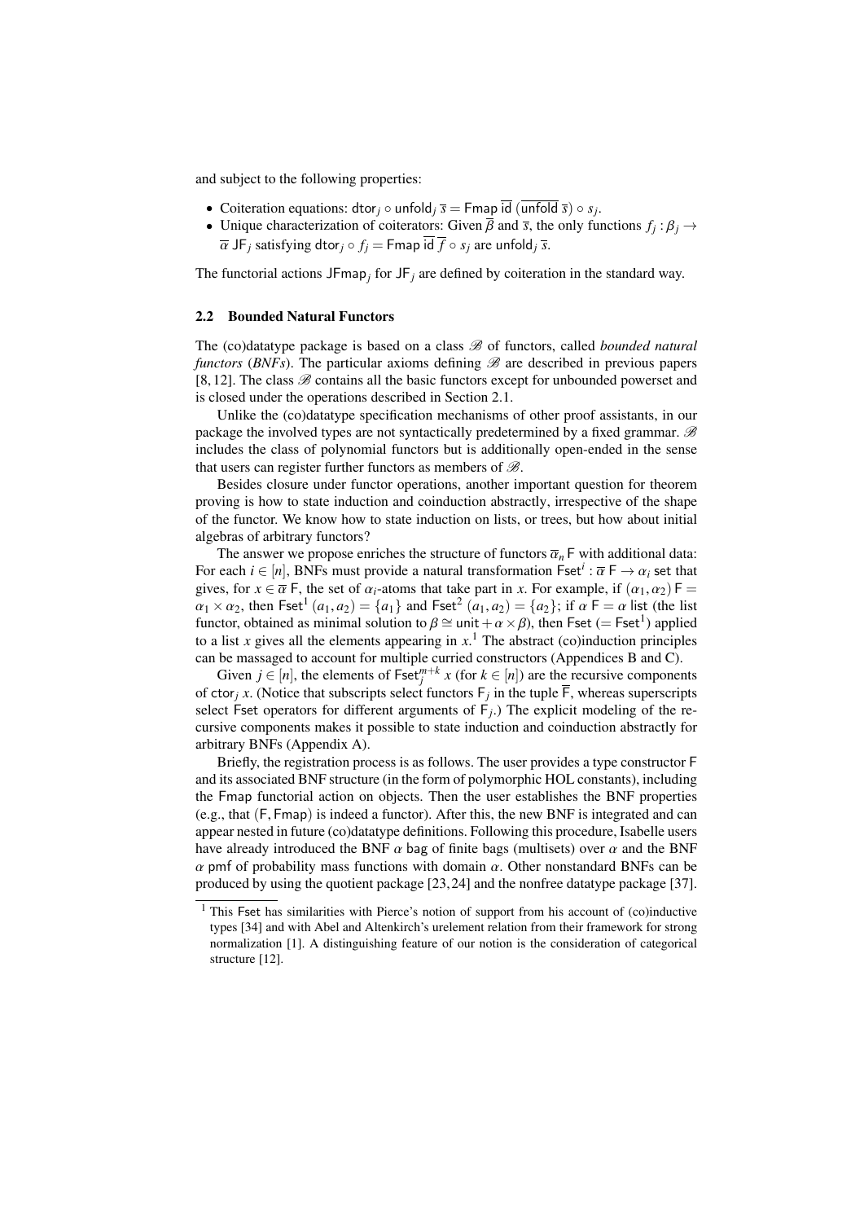and subject to the following properties:

- Coiteration equations: $\mathsf{dtor}_j \circ \mathsf{unfold}_j\ \overline{s} = \mathsf{Fmap}\ \overline{\mathsf{id}}\ (\overline{\mathsf{unfold}\ \overline{s}}) \circ s_j$.
- Unique characterization of coiterators: Given $\overline{\beta}$ and $\overline{s}$, the only functions $f_j : \beta_j \to \overline{\alpha}\ \mathsf{JF}_j$ satisfying $\mathsf{dtor}_j \circ f_j = \mathsf{Fmap}\ \overline{\mathsf{id}}\ \overline{f} \circ s_j$ are $\mathsf{unfold}_j\ \overline{s}$.

The functorial actions $\mathsf{JFmap}_j$ for $\mathsf{JF}_j$ are defined by coiteration in the standard way.

### 2.2 Bounded Natural Functors

The (co)datatype package is based on a class $\mathscr{B}$ of functors, called *bounded natural functors* (*BNFs*). The particular axioms defining $\mathscr{B}$ are described in previous papers [8, 12]. The class $\mathscr{B}$ contains all the basic functors except for unbounded powerset and is closed under the operations described in Section 2.1.

Unlike the (co)datatype specification mechanisms of other proof assistants, in our package the involved types are not syntactically predetermined by a fixed grammar. $\mathscr{B}$ includes the class of polynomial functors but is additionally open-ended in the sense that users can register further functors as members of $\mathscr{B}$.

Besides closure under functor operations, another important question for theorem proving is how to state induction and coinduction abstractly, irrespective of the shape of the functor. We know how to state induction on lists, or trees, but how about initial algebras of arbitrary functors?

The answer we propose enriches the structure of functors $\overline{\alpha}_n\ \mathsf{F}$ with additional data: For each $i \in [n]$, BNFs must provide a natural transformation $\mathsf{Fset}^i : \overline{\alpha}\ \mathsf{F} \to \alpha_i\ \mathsf{set}$ that gives, for $x \in \overline{\alpha}\ \mathsf{F}$, the set of $\alpha_i$-atoms that take part in $x$. For example, if $(\alpha_1, \alpha_2)\ \mathsf{F} = \alpha_1 \times \alpha_2$, then $\mathsf{Fset}^1\ (a_1, a_2) = \{a_1\}$ and $\mathsf{Fset}^2\ (a_1, a_2) = \{a_2\}$; if $\alpha\ \mathsf{F} = \alpha\ \mathsf{list}$ (the list functor, obtained as minimal solution to $\beta \cong \mathsf{unit} + \alpha \times \beta$), then $\mathsf{Fset}$ ($= \mathsf{Fset}^1$) applied to a list $x$ gives all the elements appearing in $x$.[1] The abstract (co)induction principles can be massaged to account for multiple curried constructors (Appendices B and C).

Given $j \in [n]$, the elements of $\mathsf{Fset}_j^{m+k}\ x$ (for $k \in [n]$) are the recursive components of $\mathsf{ctor}_j\ x$. (Notice that subscripts select functors $\mathsf{F}_j$ in the tuple $\overline{\mathsf{F}}$, whereas superscripts select $\mathsf{Fset}$ operators for different arguments of $\mathsf{F}_j$.) The explicit modeling of the recursive components makes it possible to state induction and coinduction abstractly for arbitrary BNFs (Appendix A).

Briefly, the registration process is as follows. The user provides a type constructor $\mathsf{F}$ and its associated BNF structure (in the form of polymorphic HOL constants), including the $\mathsf{Fmap}$ functorial action on objects. Then the user establishes the BNF properties (e.g., that $(\mathsf{F}, \mathsf{Fmap})$ is indeed a functor). After this, the new BNF is integrated and can appear nested in future (co)datatype definitions. Following this procedure, Isabelle users have already introduced the BNF $\alpha$ bag of finite bags (multisets) over $\alpha$ and the BNF $\alpha$ pmf of probability mass functions with domain $\alpha$. Other nonstandard BNFs can be produced by using the quotient package [23, 24] and the nonfree datatype package [37].

[1] This Fset has similarities with Pierce's notion of support from his account of (co)inductive types [34] and with Abel and Altenkirch's urelement relation from their framework for strong normalization [1]. A distinguishing feature of our notion is the consideration of categorical structure [12].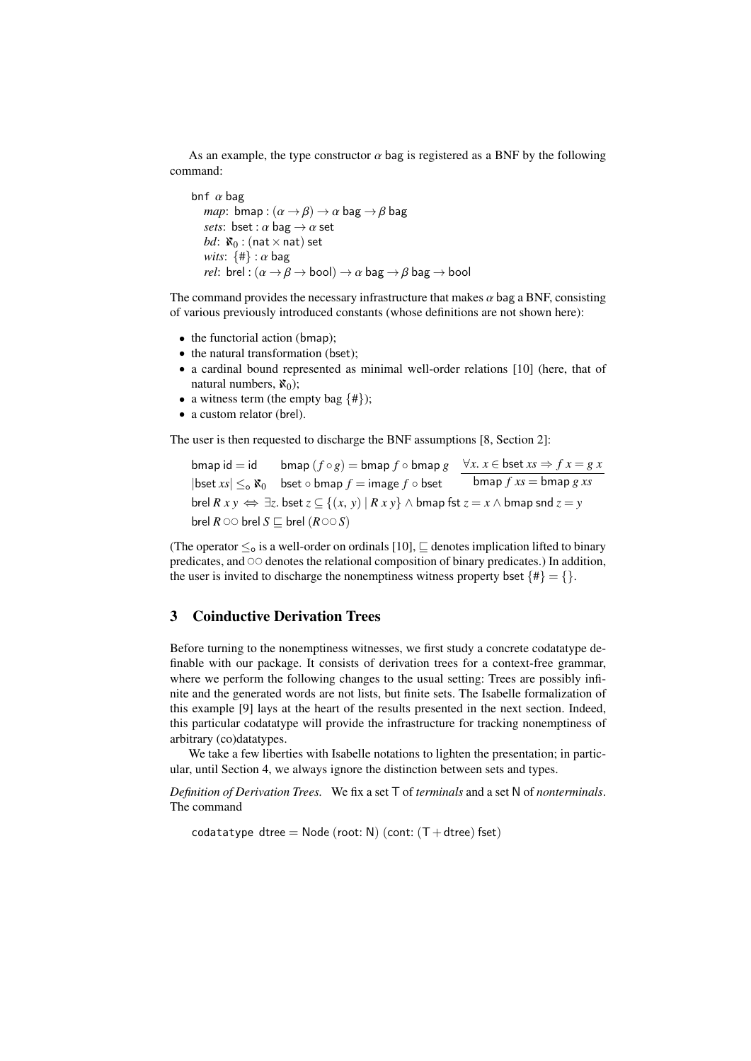As an example, the type constructor $\alpha$ bag is registered as a BNF by the following command:

```
bnf α bag
  map: bmap : (α → β) → α bag → β bag
  sets: bset : α bag → α set
  bd: ℵ₀ : (nat × nat) set
  wits: {#} : α bag
  rel: brel : (α → β → bool) → α bag → β bag → bool
```

The command provides the necessary infrastructure that makes $\alpha$ bag a BNF, consisting of various previously introduced constants (whose definitions are not shown here):

- the functorial action (bmap);
- the natural transformation (bset);
- a cardinal bound represented as minimal well-order relations [10] (here, that of natural numbers, $\aleph_0$);
- a witness term (the empty bag $\{\#\}$);
- a custom relator (brel).

The user is then requested to discharge the BNF assumptions [8, Section 2]:

$$\mathsf{bmap}\ \mathsf{id} = \mathsf{id} \qquad \mathsf{bmap}\ (f \circ g) = \mathsf{bmap}\ f \circ \mathsf{bmap}\ g \qquad \frac{\forall x.\ x \in \mathsf{bset}\ xs \Rightarrow f\ x = g\ x}{\mathsf{bmap}\ f\ xs = \mathsf{bmap}\ g\ xs}$$

$$|\mathsf{bset}\ xs| \leq_{\mathsf{o}} \aleph_0 \qquad \mathsf{bset} \circ \mathsf{bmap}\ f = \mathsf{image}\ f \circ \mathsf{bset}$$

$$\mathsf{brel}\ R\ x\ y \iff \exists z.\ \mathsf{bset}\ z \subseteq \{(x,\ y) \mid R\ x\ y\} \wedge \mathsf{bmap}\ \mathsf{fst}\ z = x \wedge \mathsf{bmap}\ \mathsf{snd}\ z = y$$

$$\mathsf{brel}\ R \circ\circ \mathsf{brel}\ S \sqsubseteq \mathsf{brel}\ (R \circ\circ S)$$

(The operator $\leq_{\mathsf{o}}$ is a well-order on ordinals [10], $\sqsubseteq$ denotes implication lifted to binary predicates, and $\circ\circ$ denotes the relational composition of binary predicates.) In addition, the user is invited to discharge the nonemptiness witness property $\mathsf{bset}\ \{\#\} = \{\}$.

## 3 Coinductive Derivation Trees

Before turning to the nonemptiness witnesses, we first study a concrete codatatype definable with our package. It consists of derivation trees for a context-free grammar, where we perform the following changes to the usual setting: Trees are possibly infinite and the generated words are not lists, but finite sets. The Isabelle formalization of this example [9] lays at the heart of the results presented in the next section. Indeed, this particular codatatype will provide the infrastructure for tracking nonemptiness of arbitrary (co)datatypes.

We take a few liberties with Isabelle notations to lighten the presentation; in particular, until Section 4, we always ignore the distinction between sets and types.

*Definition of Derivation Trees.* We fix a set T of *terminals* and a set N of *nonterminals*. The command

```
codatatype dtree = Node (root: N) (cont: (T + dtree) fset)
```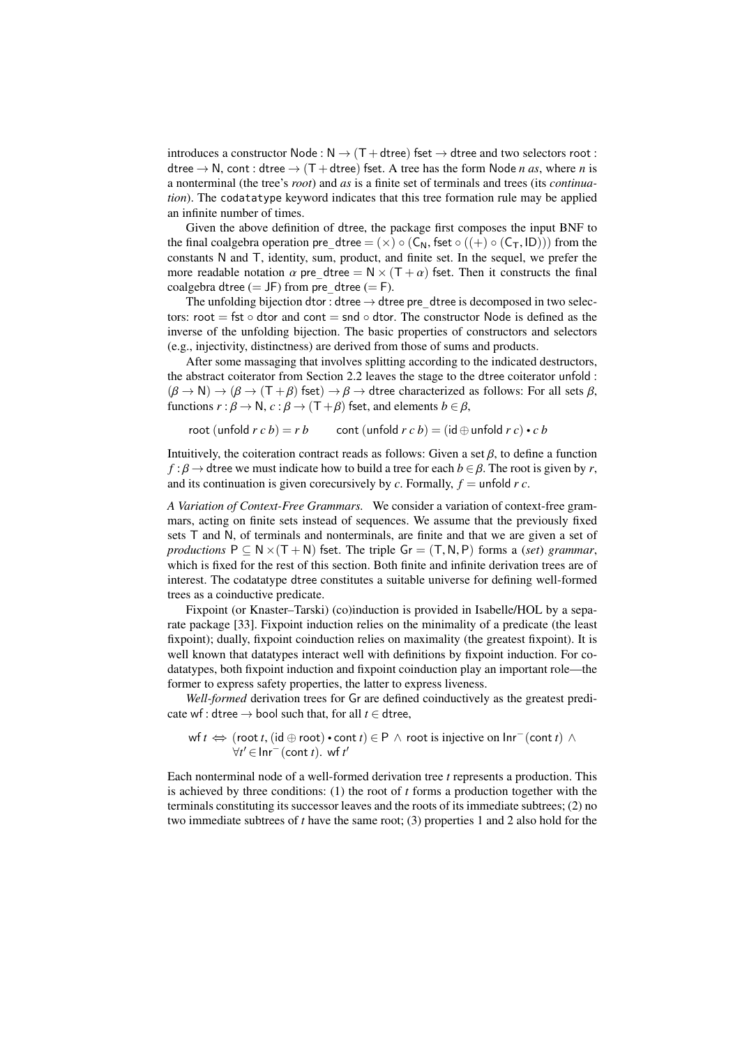introduces a constructor $\mathsf{Node} : \mathsf{N} \to (\mathsf{T} + \mathsf{dtree})\ \mathsf{fset} \to \mathsf{dtree}$ and two selectors $\mathsf{root} : \mathsf{dtree} \to \mathsf{N}$, $\mathsf{cont} : \mathsf{dtree} \to (\mathsf{T} + \mathsf{dtree})\ \mathsf{fset}$. A tree has the form $\mathsf{Node}\ n\ as$, where $n$ is a nonterminal (the tree's *root*) and $as$ is a finite set of terminals and trees (its *continuation*). The `codatatype` keyword indicates that this tree formation rule may be applied an infinite number of times.

Given the above definition of dtree, the package first composes the input BNF to the final coalgebra operation $\mathsf{pre\_dtree} = (\times) \circ (\mathsf{C_N}, \mathsf{fset} \circ ((+) \circ (\mathsf{C_T}, \mathsf{ID})))$ from the constants N and T, identity, sum, product, and finite set. In the sequel, we prefer the more readable notation $\alpha\ \mathsf{pre\_dtree} = \mathsf{N} \times (\mathsf{T} + \alpha)\ \mathsf{fset}$. Then it constructs the final coalgebra dtree ($= \mathsf{JF}$) from pre_dtree ($= \mathsf{F}$).

The unfolding bijection $\mathsf{dtor} : \mathsf{dtree} \to \mathsf{dtree}\ \mathsf{pre\_dtree}$ is decomposed in two selectors: $\mathsf{root} = \mathsf{fst} \circ \mathsf{dtor}$ and $\mathsf{cont} = \mathsf{snd} \circ \mathsf{dtor}$. The constructor Node is defined as the inverse of the unfolding bijection. The basic properties of constructors and selectors (e.g., injectivity, distinctness) are derived from those of sums and products.

After some massaging that involves splitting according to the indicated destructors, the abstract coiterator from Section 2.2 leaves the stage to the dtree coiterator $\mathsf{unfold} : (\beta \to \mathsf{N}) \to (\beta \to (\mathsf{T} + \beta)\ \mathsf{fset}) \to \beta \to \mathsf{dtree}$ characterized as follows: For all sets $\beta$, functions $r : \beta \to \mathsf{N}$, $c : \beta \to (\mathsf{T} + \beta)\ \mathsf{fset}$, and elements $b \in \beta$,

$$\mathsf{root}\ (\mathsf{unfold}\ r\ c\ b) = r\ b \qquad \mathsf{cont}\ (\mathsf{unfold}\ r\ c\ b) = (\mathsf{id} \oplus \mathsf{unfold}\ r\ c) \bullet c\ b$$

Intuitively, the coiteration contract reads as follows: Given a set $\beta$, to define a function $f : \beta \to \mathsf{dtree}$ we must indicate how to build a tree for each $b \in \beta$. The root is given by $r$, and its continuation is given corecursively by $c$. Formally, $f = \mathsf{unfold}\ r\ c$.

*A Variation of Context-Free Grammars.* We consider a variation of context-free grammars, acting on finite sets instead of sequences. We assume that the previously fixed sets T and N, of terminals and nonterminals, are finite and that we are given a set of *productions* $\mathsf{P} \subseteq \mathsf{N} \times (\mathsf{T} + \mathsf{N})\ \mathsf{fset}$. The triple $\mathsf{Gr} = (\mathsf{T}, \mathsf{N}, \mathsf{P})$ forms a (*set*) *grammar*, which is fixed for the rest of this section. Both finite and infinite derivation trees are of interest. The codatatype dtree constitutes a suitable universe for defining well-formed trees as a coinductive predicate.

Fixpoint (or Knaster–Tarski) (co)induction is provided in Isabelle/HOL by a separate package [33]. Fixpoint induction relies on the minimality of a predicate (the least fixpoint); dually, fixpoint coinduction relies on maximality (the greatest fixpoint). It is well known that datatypes interact well with definitions by fixpoint induction. For codatatypes, both fixpoint induction and fixpoint coinduction play an important role—the former to express safety properties, the latter to express liveness.

*Well-formed* derivation trees for Gr are defined coinductively as the greatest predicate $\mathsf{wf} : \mathsf{dtree} \to \mathsf{bool}$ such that, for all $t \in \mathsf{dtree}$,

$$\begin{aligned}\mathsf{wf}\ t \iff\ & (\mathsf{root}\ t, (\mathsf{id} \oplus \mathsf{root}) \bullet \mathsf{cont}\ t) \in \mathsf{P}\ \wedge\ \mathsf{root}\text{ is injective on } \mathsf{Inr}^-(\mathsf{cont}\ t)\ \wedge \\ & \forall t' \in \mathsf{Inr}^-(\mathsf{cont}\ t).\ \mathsf{wf}\ t'\end{aligned}$$

Each nonterminal node of a well-formed derivation tree $t$ represents a production. This is achieved by three conditions: (1) the root of $t$ forms a production together with the terminals constituting its successor leaves and the roots of its immediate subtrees; (2) no two immediate subtrees of $t$ have the same root; (3) properties 1 and 2 also hold for the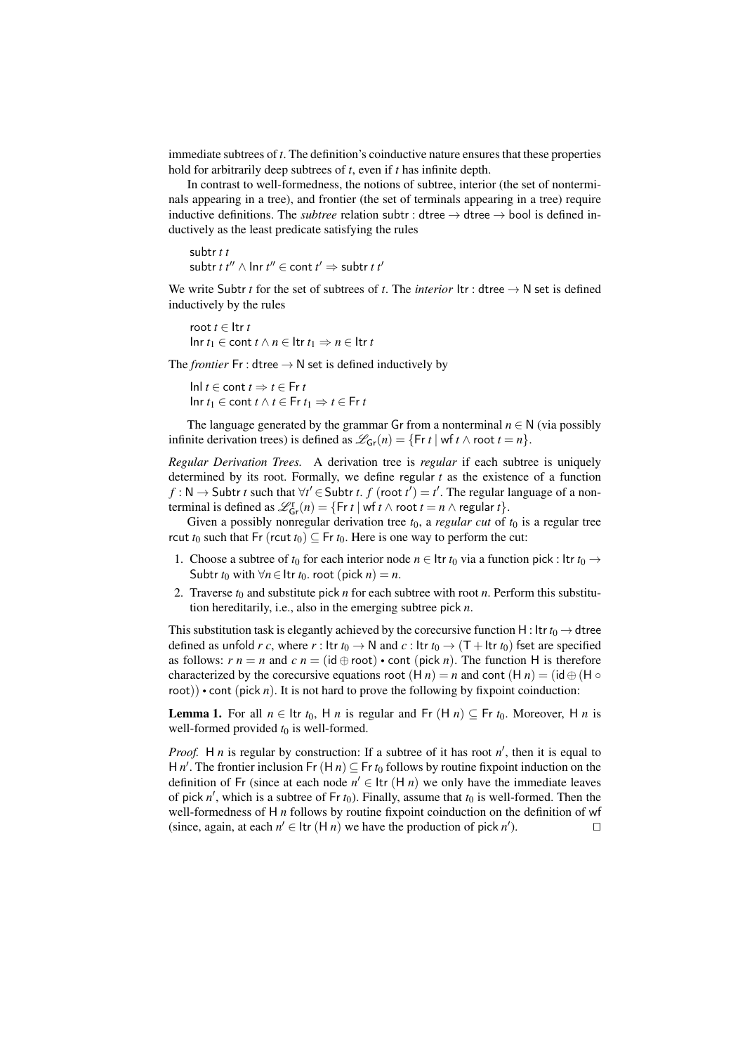immediate subtrees of $t$. The definition's coinductive nature ensures that these properties hold for arbitrarily deep subtrees of $t$, even if $t$ has infinite depth.

In contrast to well-formedness, the notions of subtree, interior (the set of nonterminals appearing in a tree), and frontier (the set of terminals appearing in a tree) require inductive definitions. The *subtree* relation $\mathsf{subtr} : \mathsf{dtree} \to \mathsf{dtree} \to \mathsf{bool}$ is defined inductively as the least predicate satisfying the rules

$\mathsf{subtr}\ t\ t$
$\mathsf{subtr}\ t\ t'' \wedge \mathsf{Inr}\ t'' \in \mathsf{cont}\ t' \Rightarrow \mathsf{subtr}\ t\ t'$

We write $\mathsf{Subtr}\ t$ for the set of subtrees of $t$. The *interior* $\mathsf{Itr} : \mathsf{dtree} \to \mathsf{N}\ \mathsf{set}$ is defined inductively by the rules

$\mathsf{root}\ t \in \mathsf{Itr}\ t$
$\mathsf{Inr}\ t_1 \in \mathsf{cont}\ t \wedge n \in \mathsf{Itr}\ t_1 \Rightarrow n \in \mathsf{Itr}\ t$

The *frontier* $\mathsf{Fr} : \mathsf{dtree} \to \mathsf{N}\ \mathsf{set}$ is defined inductively by

$\mathsf{Inl}\ t \in \mathsf{cont}\ t \Rightarrow t \in \mathsf{Fr}\ t$
$\mathsf{Inr}\ t_1 \in \mathsf{cont}\ t \wedge t \in \mathsf{Fr}\ t_1 \Rightarrow t \in \mathsf{Fr}\ t$

The language generated by the grammar $\mathsf{Gr}$ from a nonterminal $n \in \mathsf{N}$ (via possibly infinite derivation trees) is defined as $\mathscr{L}_{\mathsf{Gr}}(n) = \{\mathsf{Fr}\ t \mid \mathsf{wf}\ t \wedge \mathsf{root}\ t = n\}$.

*Regular Derivation Trees.* A derivation tree is *regular* if each subtree is uniquely determined by its root. Formally, we define $\mathsf{regular}\ t$ as the existence of a function $f : \mathsf{N} \to \mathsf{Subtr}\ t$ such that $\forall t' \in \mathsf{Subtr}\ t.\ f\ (\mathsf{root}\ t') = t'$. The regular language of a nonterminal is defined as $\mathscr{L}^{\mathrm{r}}_{\mathsf{Gr}}(n) = \{\mathsf{Fr}\ t \mid \mathsf{wf}\ t \wedge \mathsf{root}\ t = n \wedge \mathsf{regular}\ t\}$.

Given a possibly nonregular derivation tree $t_0$, a *regular cut* of $t_0$ is a regular tree $\mathsf{rcut}\ t_0$ such that $\mathsf{Fr}\ (\mathsf{rcut}\ t_0) \subseteq \mathsf{Fr}\ t_0$. Here is one way to perform the cut:

1. Choose a subtree of $t_0$ for each interior node $n \in \mathsf{Itr}\ t_0$ via a function $\mathsf{pick} : \mathsf{Itr}\ t_0 \to \mathsf{Subtr}\ t_0$ with $\forall n \in \mathsf{Itr}\ t_0.\ \mathsf{root}\ (\mathsf{pick}\ n) = n$.
2. Traverse $t_0$ and substitute $\mathsf{pick}\ n$ for each subtree with root $n$. Perform this substitution hereditarily, i.e., also in the emerging subtree $\mathsf{pick}\ n$.

This substitution task is elegantly achieved by the corecursive function $\mathsf{H} : \mathsf{Itr}\ t_0 \to \mathsf{dtree}$ defined as $\mathsf{unfold}\ r\ c$, where $r : \mathsf{Itr}\ t_0 \to \mathsf{N}$ and $c : \mathsf{Itr}\ t_0 \to (\mathsf{T} + \mathsf{Itr}\ t_0)\ \mathsf{fset}$ are specified as follows: $r\ n = n$ and $c\ n = (\mathsf{id} \oplus \mathsf{root}) \bullet \mathsf{cont}\ (\mathsf{pick}\ n)$. The function $\mathsf{H}$ is therefore characterized by the corecursive equations $\mathsf{root}\ (\mathsf{H}\ n) = n$ and $\mathsf{cont}\ (\mathsf{H}\ n) = (\mathsf{id} \oplus (\mathsf{H} \circ \mathsf{root})) \bullet \mathsf{cont}\ (\mathsf{pick}\ n)$. It is not hard to prove the following by fixpoint coinduction:

**Lemma 1.** For all $n \in \mathsf{Itr}\ t_0$, $\mathsf{H}\ n$ is regular and $\mathsf{Fr}\ (\mathsf{H}\ n) \subseteq \mathsf{Fr}\ t_0$. Moreover, $\mathsf{H}\ n$ is well-formed provided $t_0$ is well-formed.

*Proof.* $\mathsf{H}\ n$ is regular by construction: If a subtree of it has root $n'$, then it is equal to $\mathsf{H}\ n'$. The frontier inclusion $\mathsf{Fr}\ (\mathsf{H}\ n) \subseteq \mathsf{Fr}\ t_0$ follows by routine fixpoint induction on the definition of $\mathsf{Fr}$ (since at each node $n' \in \mathsf{Itr}\ (\mathsf{H}\ n)$ we only have the immediate leaves of $\mathsf{pick}\ n'$, which is a subtree of $\mathsf{Fr}\ t_0$). Finally, assume that $t_0$ is well-formed. Then the well-formedness of $\mathsf{H}\ n$ follows by routine fixpoint coinduction on the definition of $\mathsf{wf}$ (since, again, at each $n' \in \mathsf{Itr}\ (\mathsf{H}\ n)$ we have the production of $\mathsf{pick}\ n'$). $\square$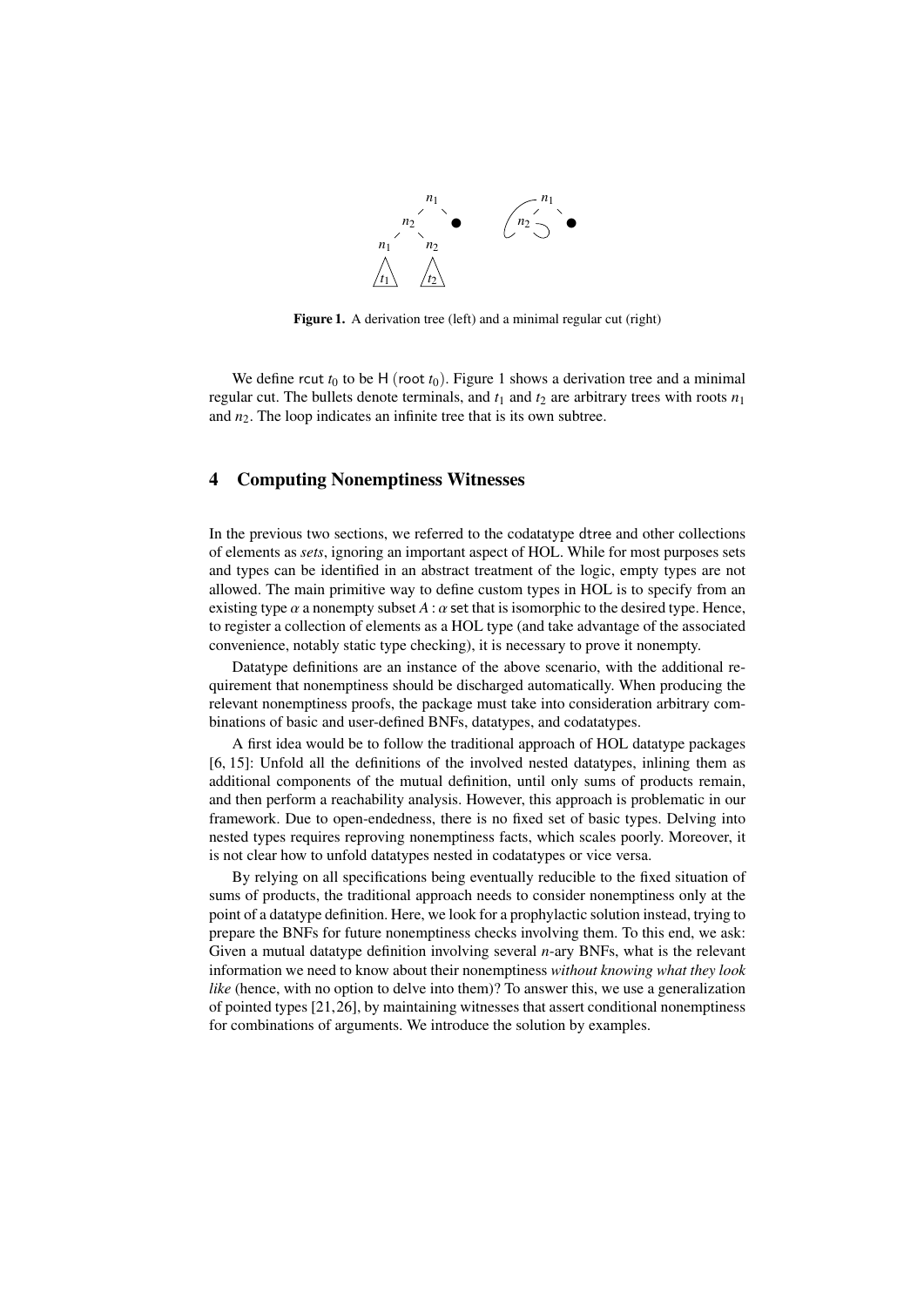Figure 1. A derivation tree (left) and a minimal regular cut (right)

We define rcut $t_0$ to be H (root $t_0$). Figure 1 shows a derivation tree and a minimal regular cut. The bullets denote terminals, and $t_1$ and $t_2$ are arbitrary trees with roots $n_1$ and $n_2$. The loop indicates an infinite tree that is its own subtree.

## 4 Computing Nonemptiness Witnesses

In the previous two sections, we referred to the codatatype dtree and other collections of elements as *sets*, ignoring an important aspect of HOL. While for most purposes sets and types can be identified in an abstract treatment of the logic, empty types are not allowed. The main primitive way to define custom types in HOL is to specify from an existing type $\alpha$ a nonempty subset $A : \alpha$ set that is isomorphic to the desired type. Hence, to register a collection of elements as a HOL type (and take advantage of the associated convenience, notably static type checking), it is necessary to prove it nonempty.

Datatype definitions are an instance of the above scenario, with the additional requirement that nonemptiness should be discharged automatically. When producing the relevant nonemptiness proofs, the package must take into consideration arbitrary combinations of basic and user-defined BNFs, datatypes, and codatatypes.

A first idea would be to follow the traditional approach of HOL datatype packages [6, 15]: Unfold all the definitions of the involved nested datatypes, inlining them as additional components of the mutual definition, until only sums of products remain, and then perform a reachability analysis. However, this approach is problematic in our framework. Due to open-endedness, there is no fixed set of basic types. Delving into nested types requires reproving nonemptiness facts, which scales poorly. Moreover, it is not clear how to unfold datatypes nested in codatatypes or vice versa.

By relying on all specifications being eventually reducible to the fixed situation of sums of products, the traditional approach needs to consider nonemptiness only at the point of a datatype definition. Here, we look for a prophylactic solution instead, trying to prepare the BNFs for future nonemptiness checks involving them. To this end, we ask: Given a mutual datatype definition involving several $n$-ary BNFs, what is the relevant information we need to know about their nonemptiness *without knowing what they look like* (hence, with no option to delve into them)? To answer this, we use a generalization of pointed types [21, 26], by maintaining witnesses that assert conditional nonemptiness for combinations of arguments. We introduce the solution by examples.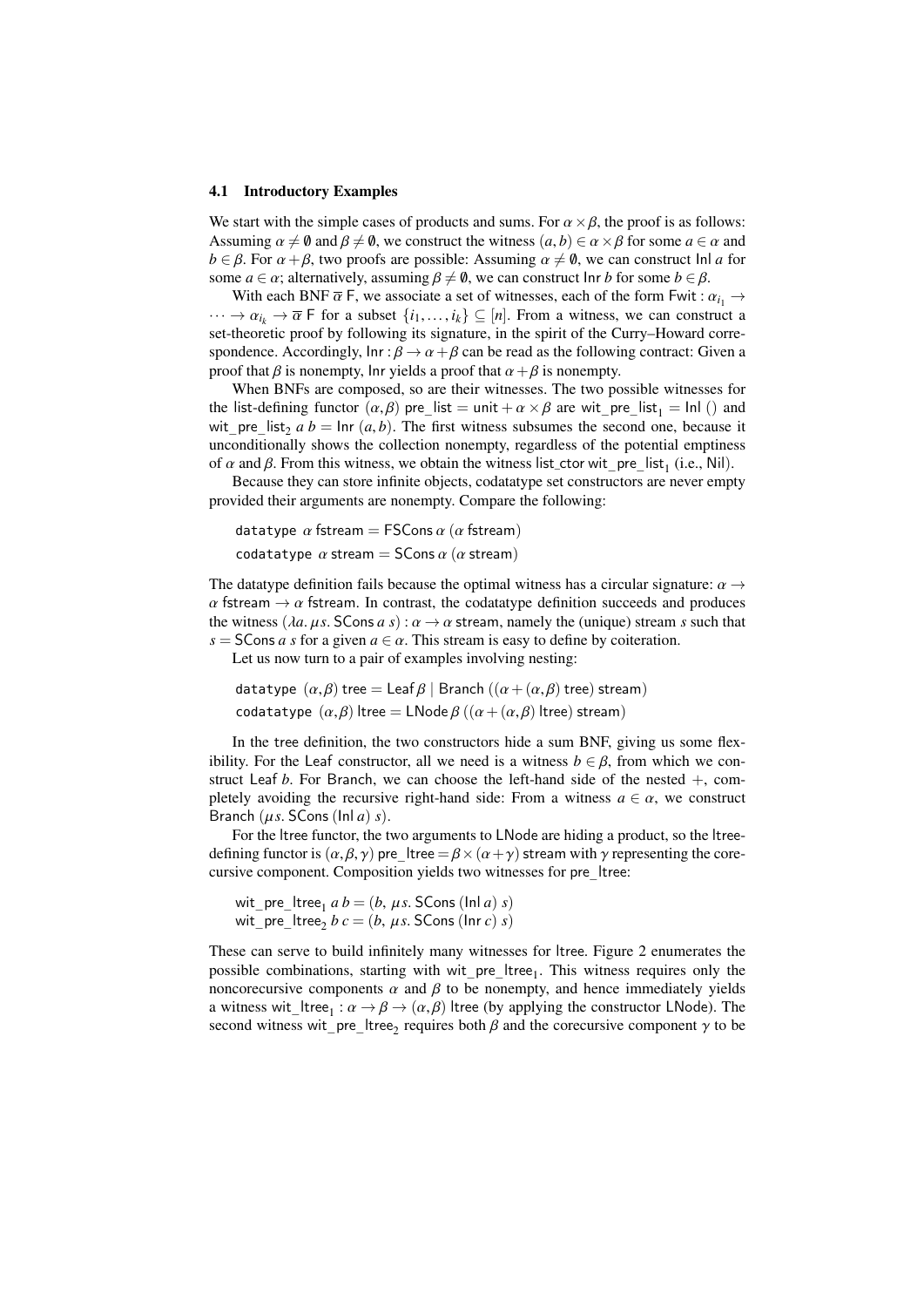### 4.1 Introductory Examples

We start with the simple cases of products and sums. For $\alpha \times \beta$, the proof is as follows: Assuming $\alpha \neq \emptyset$ and $\beta \neq \emptyset$, we construct the witness $(a, b) \in \alpha \times \beta$ for some $a \in \alpha$ and $b \in \beta$. For $\alpha + \beta$, two proofs are possible: Assuming $\alpha \neq \emptyset$, we can construct $\mathsf{Inl}\ a$ for some $a \in \alpha$; alternatively, assuming $\beta \neq \emptyset$, we can construct $\mathsf{Inr}\ b$ for some $b \in \beta$.

With each BNF $\overline{\alpha}$ F, we associate a set of witnesses, each of the form $\mathsf{Fwit} : \alpha_{i_1} \to \cdots \to \alpha_{i_k} \to \overline{\alpha}\ \mathsf{F}$ for a subset $\{i_1, \ldots, i_k\} \subseteq [n]$. From a witness, we can construct a set-theoretic proof by following its signature, in the spirit of the Curry–Howard correspondence. Accordingly, $\mathsf{Inr} : \beta \to \alpha + \beta$ can be read as the following contract: Given a proof that $\beta$ is nonempty, Inr yields a proof that $\alpha + \beta$ is nonempty.

When BNFs are composed, so are their witnesses. The two possible witnesses for the list-defining functor $(\alpha, \beta)$ pre_list $=$ unit $+ \alpha \times \beta$ are $\mathsf{wit\_pre\_list}_1 = \mathsf{Inl}\ ()$ and $\mathsf{wit\_pre\_list}_2\ a\ b = \mathsf{Inr}\ (a, b)$. The first witness subsumes the second one, because it unconditionally shows the collection nonempty, regardless of the potential emptiness of $\alpha$ and $\beta$. From this witness, we obtain the witness list_ctor $\mathsf{wit\_pre\_list}_1$ (i.e., Nil).

Because they can store infinite objects, codatatype set constructors are never empty provided their arguments are nonempty. Compare the following:

```
datatype α fstream = FSCons α (α fstream)
codatatype α stream = SCons α (α stream)
```

The datatype definition fails because the optimal witness has a circular signature: $\alpha \to \alpha$ fstream $\to \alpha$ fstream. In contrast, the codatatype definition succeeds and produces the witness $(\lambda a.\ \mu s.\ \mathsf{SCons}\ a\ s) : \alpha \to \alpha$ stream, namely the (unique) stream $s$ such that $s = \mathsf{SCons}\ a\ s$ for a given $a \in \alpha$. This stream is easy to define by coiteration.

Let us now turn to a pair of examples involving nesting:

```
datatype (α,β) tree = Leaf β | Branch ((α + (α,β) tree) stream)
codatatype (α,β) ltree = LNode β ((α + (α,β) ltree) stream)
```

In the tree definition, the two constructors hide a sum BNF, giving us some flexibility. For the Leaf constructor, all we need is a witness $b \in \beta$, from which we construct Leaf $b$. For Branch, we can choose the left-hand side of the nested $+$, completely avoiding the recursive right-hand side: From a witness $a \in \alpha$, we construct Branch $(\mu s.\ \mathsf{SCons}\ (\mathsf{Inl}\ a)\ s)$.

For the ltree functor, the two arguments to LNode are hiding a product, so the ltree-defining functor is $(\alpha, \beta, \gamma)$ pre_ltree $= \beta \times (\alpha + \gamma)$ stream with $\gamma$ representing the corecursive component. Composition yields two witnesses for pre_ltree:

$\mathsf{wit\_pre\_ltree}_1\ a\ b = (b,\ \mu s.\ \mathsf{SCons}\ (\mathsf{Inl}\ a)\ s)$
$\mathsf{wit\_pre\_ltree}_2\ b\ c = (b,\ \mu s.\ \mathsf{SCons}\ (\mathsf{Inr}\ c)\ s)$

These can serve to build infinitely many witnesses for ltree. Figure 2 enumerates the possible combinations, starting with $\mathsf{wit\_pre\_ltree}_1$. This witness requires only the noncorecursive components $\alpha$ and $\beta$ to be nonempty, and hence immediately yields a witness $\mathsf{wit\_ltree}_1 : \alpha \to \beta \to (\alpha, \beta)$ ltree (by applying the constructor LNode). The second witness $\mathsf{wit\_pre\_ltree}_2$ requires both $\beta$ and the corecursive component $\gamma$ to be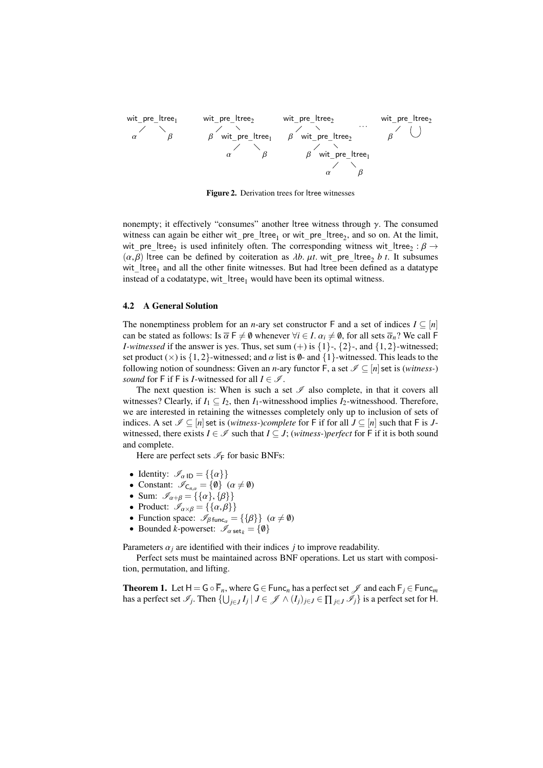wit_pre_ltree$_1$ with children $\alpha$, $\beta$; wit_pre_ltree$_2$ with children $\beta$, wit_pre_ltree$_1$ (children $\alpha$, $\beta$); wit_pre_ltree$_2$ with children $\beta$, wit_pre_ltree$_2$ (children $\beta$, wit_pre_ltree$_1$ (children $\alpha$, $\beta$)); . . . wit_pre_ltree$_2$ with children $\beta$, $\circlearrowleft$

**Figure 2.** Derivation trees for ltree witnesses

nonempty; it effectively "consumes" another ltree witness through $\gamma$. The consumed witness can again be either wit_pre_ltree$_1$ or wit_pre_ltree$_2$, and so on. At the limit, wit_pre_ltree$_2$ is used infinitely often. The corresponding witness wit_ltree$_2$ : $\beta \to (\alpha,\beta)$ ltree can be defined by coiteration as $\lambda b.\ \mu t.$ wit_pre_ltree$_2$ $b\ t$. It subsumes wit_ltree$_1$ and all the other finite witnesses. But had ltree been defined as a datatype instead of a codatatype, wit_ltree$_1$ would have been its optimal witness.

### 4.2 A General Solution

The nonemptiness problem for an $n$-ary set constructor F and a set of indices $I \subseteq [n]$ can be stated as follows: Is $\overline{\alpha}$ F $\neq \emptyset$ whenever $\forall i \in I.\ \alpha_i \neq \emptyset$, for all sets $\overline{\alpha}_n$? We call F *I-witnessed* if the answer is yes. Thus, set sum $(+)$ is $\{1\}$-, $\{2\}$-, and $\{1,2\}$-witnessed; set product $(\times)$ is $\{1,2\}$-witnessed; and $\alpha$ list is $\emptyset$- and $\{1\}$-witnessed. This leads to the following notion of soundness: Given an $n$-ary functor F, a set $\mathscr{I} \subseteq [n]$ set is (*witness-*) *sound* for F if F is $I$-witnessed for all $I \in \mathscr{I}$.

The next question is: When is such a set $\mathscr{I}$ also complete, in that it covers all witnesses? Clearly, if $I_1 \subseteq I_2$, then $I_1$-witnesshood implies $I_2$-witnesshood. Therefore, we are interested in retaining the witnesses completely only up to inclusion of sets of indices. A set $\mathscr{I} \subseteq [n]$ set is (*witness-*)*complete* for F if for all $J \subseteq [n]$ such that F is $J$-witnessed, there exists $I \in \mathscr{I}$ such that $I \subseteq J$; (*witness-*)*perfect* for F if it is both sound and complete.

Here are perfect sets $\mathscr{I}_{\mathsf{F}}$ for basic BNFs:

- Identity: $\mathscr{I}_{\alpha\,\mathsf{ID}} = \{\{\alpha\}\}$
- Constant: $\mathscr{I}_{\mathsf{C}_{n,\alpha}} = \{\emptyset\}$ $(\alpha \neq \emptyset)$
- Sum: $\mathscr{I}_{\alpha+\beta} = \{\{\alpha\},\{\beta\}\}$
- Product: $\mathscr{I}_{\alpha\times\beta} = \{\{\alpha,\beta\}\}$
- Function space: $\mathscr{I}_{\beta\,\mathsf{func}_\alpha} = \{\{\beta\}\}$ $(\alpha \neq \emptyset)$
- Bounded $k$-powerset: $\mathscr{I}_{\alpha\,\mathsf{set}_k} = \{\emptyset\}$

Parameters $\alpha_j$ are identified with their indices $j$ to improve readability.

Perfect sets must be maintained across BNF operations. Let us start with composition, permutation, and lifting.

**Theorem 1.** Let $\mathsf{H} = \mathsf{G} \circ \overline{\mathsf{F}}_n$, where $\mathsf{G} \in \mathsf{Func}_n$ has a perfect set $\mathscr{J}$ and each $\mathsf{F}_j \in \mathsf{Func}_m$ has a perfect set $\mathscr{I}_j$. Then $\{\bigcup_{j\in J} I_j \mid J \in \mathscr{J} \wedge (I_j)_{j\in J} \in \prod_{j\in J} \mathscr{I}_j\}$ is a perfect set for H.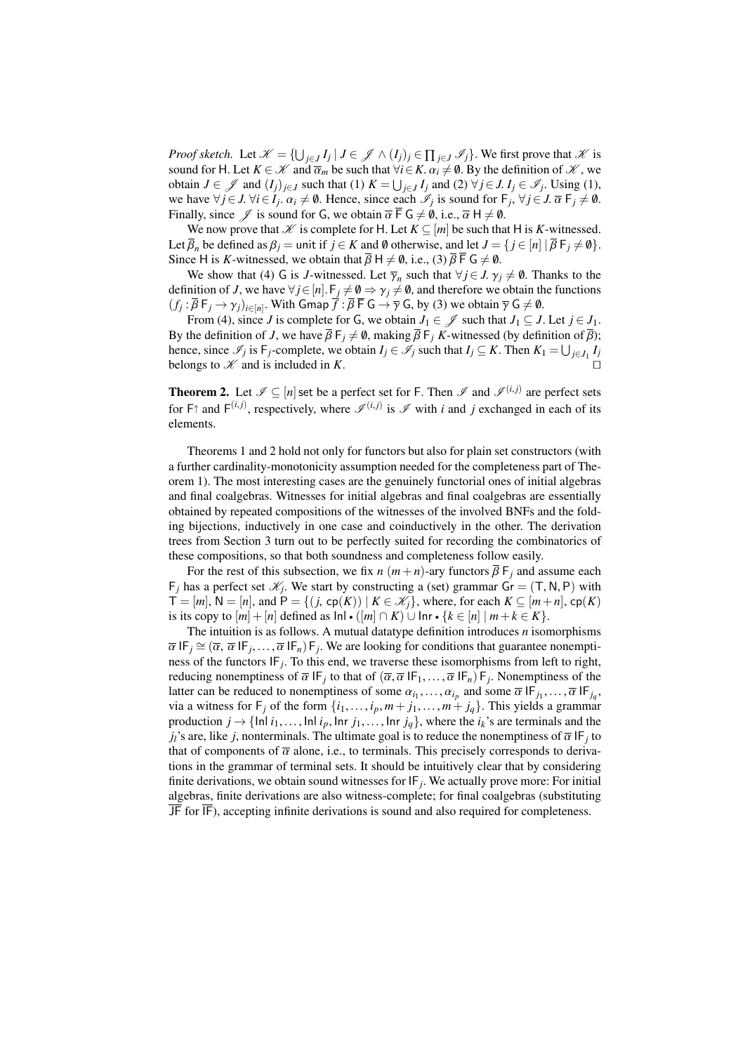*Proof sketch.* Let $\mathscr{K} = \{\bigcup_{j \in J} I_j \mid J \in \mathscr{J} \wedge (I_j)_j \in \prod_{j \in J} \mathscr{I}_j\}$. We first prove that $\mathscr{K}$ is sound for $\mathsf{H}$. Let $K \in \mathscr{K}$ and $\overline{\alpha}_m$ be such that $\forall i \in K.\ \alpha_i \neq \emptyset$. By the definition of $\mathscr{K}$, we obtain $J \in \mathscr{J}$ and $(I_j)_{j \in J}$ such that (1) $K = \bigcup_{j \in J} I_j$ and (2) $\forall j \in J.\ I_j \in \mathscr{I}_j$. Using (1), we have $\forall j \in J.\ \forall i \in I_j.\ \alpha_i \neq \emptyset$. Hence, since each $\mathscr{I}_j$ is sound for $\mathsf{F}_j$, $\forall j \in J.\ \overline{\alpha}\ \mathsf{F}_j \neq \emptyset$. Finally, since $\mathscr{J}$ is sound for $\mathsf{G}$, we obtain $\overline{\alpha}\ \overline{\mathsf{F}}\ \mathsf{G} \neq \emptyset$, i.e., $\overline{\alpha}\ \mathsf{H} \neq \emptyset$.

We now prove that $\mathscr{K}$ is complete for $\mathsf{H}$. Let $K \subseteq [m]$ be such that $\mathsf{H}$ is $K$-witnessed. Let $\overline{\beta}_n$ be defined as $\beta_j = \mathsf{unit}$ if $j \in K$ and $\emptyset$ otherwise, and let $J = \{j \in [n] \mid \overline{\beta}\ \mathsf{F}_j \neq \emptyset\}$. Since $\mathsf{H}$ is $K$-witnessed, we obtain that $\overline{\beta}\ \mathsf{H} \neq \emptyset$, i.e., (3) $\overline{\beta}\ \overline{\mathsf{F}}\ \mathsf{G} \neq \emptyset$.

We show that (4) $\mathsf{G}$ is $J$-witnessed. Let $\overline{\gamma}_n$ such that $\forall j \in J.\ \gamma_j \neq \emptyset$. Thanks to the definition of $J$, we have $\forall j \in [n].\ \mathsf{F}_j \neq \emptyset \Rightarrow \gamma_j \neq \emptyset$, and therefore we obtain the functions $(f_j : \overline{\beta}\ \mathsf{F}_j \to \gamma_j)_{i \in [n]}$. With $\mathsf{Gmap}\ \overline{f} : \overline{\beta}\ \overline{\mathsf{F}}\ \mathsf{G} \to \overline{\gamma}\ \mathsf{G}$, by (3) we obtain $\overline{\gamma}\ \mathsf{G} \neq \emptyset$.

From (4), since $J$ is complete for $\mathsf{G}$, we obtain $J_1 \in \mathscr{J}$ such that $J_1 \subseteq J$. Let $j \in J_1$. By the definition of $J$, we have $\overline{\beta}\ \mathsf{F}_j \neq \emptyset$, making $\overline{\beta}\ \mathsf{F}_j$ $K$-witnessed (by definition of $\overline{\beta}$); hence, since $\mathscr{I}_j$ is $\mathsf{F}_j$-complete, we obtain $I_j \in \mathscr{I}_j$ such that $I_j \subseteq K$. Then $K_1 = \bigcup_{j \in J_1} I_j$ belongs to $\mathscr{K}$ and is included in $K$. $\square$

**Theorem 2.** Let $\mathscr{I} \subseteq [n]$ set be a perfect set for $\mathsf{F}$. Then $\mathscr{I}$ and $\mathscr{I}^{(i,j)}$ are perfect sets for $\mathsf{F}{\uparrow}$ and $\mathsf{F}^{(i,j)}$, respectively, where $\mathscr{I}^{(i,j)}$ is $\mathscr{I}$ with $i$ and $j$ exchanged in each of its elements.

Theorems 1 and 2 hold not only for functors but also for plain set constructors (with a further cardinality-monotonicity assumption needed for the completeness part of Theorem 1). The most interesting cases are the genuinely functorial ones of initial algebras and final coalgebras. Witnesses for initial algebras and final coalgebras are essentially obtained by repeated compositions of the witnesses of the involved BNFs and the folding bijections, inductively in one case and coinductively in the other. The derivation trees from Section 3 turn out to be perfectly suited for recording the combinatorics of these compositions, so that both soundness and completeness follow easily.

For the rest of this subsection, we fix $n$ $(m+n)$-ary functors $\overline{\beta}\ \mathsf{F}_j$ and assume each $\mathsf{F}_j$ has a perfect set $\mathscr{K}_j$. We start by constructing a (set) grammar $\mathsf{Gr} = (\mathsf{T}, \mathsf{N}, \mathsf{P})$ with $\mathsf{T} = [m]$, $\mathsf{N} = [n]$, and $\mathsf{P} = \{(j, \mathsf{cp}(K)) \mid K \in \mathscr{K}_j\}$, where, for each $K \subseteq [m+n]$, $\mathsf{cp}(K)$ is its copy to $[m] + [n]$ defined as $\mathsf{Inl} \bullet ([m] \cap K) \cup \mathsf{Inr} \bullet \{k \in [n] \mid m+k \in K\}$.

The intuition is as follows. A mutual datatype definition introduces $n$ isomorphisms $\overline{\alpha}\ \mathsf{IF}_j \cong (\overline{\alpha}, \overline{\alpha}\ \mathsf{IF}_j, \ldots, \overline{\alpha}\ \mathsf{IF}_n)\ \mathsf{F}_j$. We are looking for conditions that guarantee nonemptiness of the functors $\mathsf{IF}_j$. To this end, we traverse these isomorphisms from left to right, reducing nonemptiness of $\overline{\alpha}\ \mathsf{IF}_j$ to that of $(\overline{\alpha}, \overline{\alpha}\ \mathsf{IF}_1, \ldots, \overline{\alpha}\ \mathsf{IF}_n)\ \mathsf{F}_j$. Nonemptiness of the latter can be reduced to nonemptiness of some $\alpha_{i_1}, \ldots, \alpha_{i_p}$ and some $\overline{\alpha}\ \mathsf{IF}_{j_1}, \ldots, \overline{\alpha}\ \mathsf{IF}_{j_q}$, via a witness for $\mathsf{F}_j$ of the form $\{i_1, \ldots, i_p, m+j_1, \ldots, m+j_q\}$. This yields a grammar production $j \to \{\mathsf{Inl}\ i_1, \ldots, \mathsf{Inl}\ i_p, \mathsf{Inr}\ j_1, \ldots, \mathsf{Inr}\ j_q\}$, where the $i_k$'s are terminals and the $j_l$'s are, like $j$, nonterminals. The ultimate goal is to reduce the nonemptiness of $\overline{\alpha}\ \mathsf{IF}_j$ to that of components of $\overline{\alpha}$ alone, i.e., to terminals. This precisely corresponds to derivations in the grammar of terminal sets. It should be intuitively clear that by considering finite derivations, we obtain sound witnesses for $\mathsf{IF}_j$. We actually prove more: For initial algebras, finite derivations are also witness-complete; for final coalgebras (substituting $\overline{\mathsf{JF}}$ for $\overline{\mathsf{IF}}$), accepting infinite derivations is sound and also required for completeness.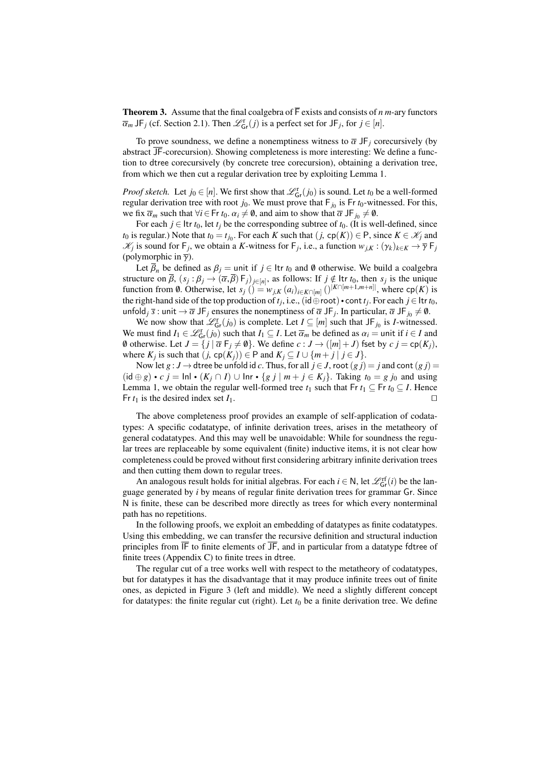**Theorem 3.** Assume that the final coalgebra of $\overline{\mathsf{F}}$ exists and consists of $n$ $m$-ary functors $\overline{\alpha}_m\,\mathsf{JF}_j$ (cf. Section 2.1). Then $\mathscr{L}^{\mathrm{r}}_{\mathsf{Gr}}(j)$ is a perfect set for $\mathsf{JF}_j$, for $j \in [n]$.

To prove soundness, we define a nonemptiness witness to $\overline{\alpha}\,\mathsf{JF}_j$ corecursively (by abstract $\overline{\mathsf{JF}}$-corecursion). Showing completeness is more interesting: We define a function to $\mathsf{dtree}$ corecursively (by concrete tree corecursion), obtaining a derivation tree, from which we then cut a regular derivation tree by exploiting Lemma 1.

*Proof sketch.* Let $j_0 \in [n]$. We first show that $\mathscr{L}^{\mathrm{r}}_{\mathsf{Gr}}(j_0)$ is sound. Let $t_0$ be a well-formed regular derivation tree with root $j_0$. We must prove that $\mathsf{F}_{j_0}$ is $\mathsf{Fr}\;t_0$-witnessed. For this, we fix $\overline{\alpha}_m$ such that $\forall i \in \mathsf{Fr}\;t_0.\; \alpha_i \neq \emptyset$, and aim to show that $\overline{\alpha}\,\mathsf{JF}_{j_0} \neq \emptyset$.

For each $j \in \mathsf{Itr}\;t_0$, let $t_j$ be the corresponding subtree of $t_0$. (It is well-defined, since $t_0$ is regular.) Note that $t_0 = t_{j_0}$. For each $K$ such that $(j,\,\mathsf{cp}(K)) \in \mathsf{P}$, since $K \in \mathscr{K}_j$ and $\mathscr{K}_j$ is sound for $\mathsf{F}_j$, we obtain a $K$-witness for $\mathsf{F}_j$, i.e., a function $w_{j,K} : (\gamma_k)_{k\in K} \to \overline{\gamma}\,\mathsf{F}_j$ (polymorphic in $\overline{\gamma}$).

Let $\overline{\beta}_n$ be defined as $\beta_j = \mathsf{unit}$ if $j \in \mathsf{Itr}\;t_0$ and $\emptyset$ otherwise. We build a coalgebra structure on $\overline{\beta}$, $(s_j : \beta_j \to (\overline{\alpha},\overline{\beta})\,\mathsf{F}_j)_{j\in[n]}$, as follows: If $j \notin \mathsf{Itr}\;t_0$, then $s_j$ is the unique function from $\emptyset$. Otherwise, let $s_j\;() = w_{j,K}\;(a_i)_{i\in K\cap[m]}\;()^{|K\cap[m+1,m+n]|}$, where $\mathsf{cp}(K)$ is the right-hand side of the top production of $t_j$, i.e., $(\mathsf{id} \oplus \mathsf{root}) \bullet \mathsf{cont}\;t_j$. For each $j \in \mathsf{Itr}\;t_0$, $\mathsf{unfold}_j\;\overline{s} : \mathsf{unit} \to \overline{\alpha}\,\mathsf{JF}_j$ ensures the nonemptiness of $\overline{\alpha}\,\mathsf{JF}_j$. In particular, $\overline{\alpha}\,\mathsf{JF}_{j_0} \neq \emptyset$.

We now show that $\mathscr{L}^{\mathrm{r}}_{\mathsf{Gr}}(j_0)$ is complete. Let $I \subseteq [m]$ such that $\mathsf{JF}_{j_0}$ is $I$-witnessed. We must find $I_1 \in \mathscr{L}^{\mathrm{r}}_{\mathsf{Gr}}(j_0)$ such that $I_1 \subseteq I$. Let $\overline{\alpha}_m$ be defined as $\alpha_i = \mathsf{unit}$ if $i \in I$ and $\emptyset$ otherwise. Let $J = \{\, j \mid \overline{\alpha}\,\mathsf{F}_j \neq \emptyset \,\}$. We define $c : J \to ([m] + J)\;\mathsf{fset}$ by $c\;j = \mathsf{cp}(K_j)$, where $K_j$ is such that $(j,\,\mathsf{cp}(K_j)) \in \mathsf{P}$ and $K_j \subseteq I \cup \{\, m + j \mid j \in J \,\}$.

Now let $g : J \to \mathsf{dtree}$ be $\mathsf{unfold}\;\mathsf{id}\;c$. Thus, for all $j \in J$, $\mathsf{root}\;(g\;j) = j$ and $\mathsf{cont}\;(g\;j) = (\mathsf{id} \oplus g) \bullet c\;j = \mathsf{Inl} \bullet (K_j \cap I) \cup \mathsf{Inr} \bullet \{\, g\;j \mid m + j \in K_j \,\}$. Taking $t_0 = g\;j_0$ and using Lemma 1, we obtain the regular well-formed tree $t_1$ such that $\mathsf{Fr}\;t_1 \subseteq \mathsf{Fr}\;t_0 \subseteq I$. Hence $\mathsf{Fr}\;t_1$ is the desired index set $I_1$. $\square$

The above completeness proof provides an example of self-application of codatatypes: A specific codatatype, of infinite derivation trees, arises in the metatheory of general codatatypes. And this may well be unavoidable: While for soundness the regular trees are replaceable by some equivalent (finite) inductive items, it is not clear how completeness could be proved without first considering arbitrary infinite derivation trees and then cutting them down to regular trees.

An analogous result holds for initial algebras. For each $i \in \mathsf{N}$, let $\mathscr{L}^{\mathrm{rf}}_{\mathsf{Gr}}(i)$ be the language generated by $i$ by means of regular finite derivation trees for grammar $\mathsf{Gr}$. Since $\mathsf{N}$ is finite, these can be described more directly as trees for which every nonterminal path has no repetitions.

In the following proofs, we exploit an embedding of datatypes as finite codatatypes. Using this embedding, we can transfer the recursive definition and structural induction principles from $\overline{\mathsf{IF}}$ to finite elements of $\overline{\mathsf{JF}}$, and in particular from a datatype $\mathsf{fdtree}$ of finite trees (Appendix C) to finite trees in $\mathsf{dtree}$.

The regular cut of a tree works well with respect to the metatheory of codatatypes, but for datatypes it has the disadvantage that it may produce infinite trees out of finite ones, as depicted in Figure 3 (left and middle). We need a slightly different concept for datatypes: the finite regular cut (right). Let $t_0$ be a finite derivation tree. We define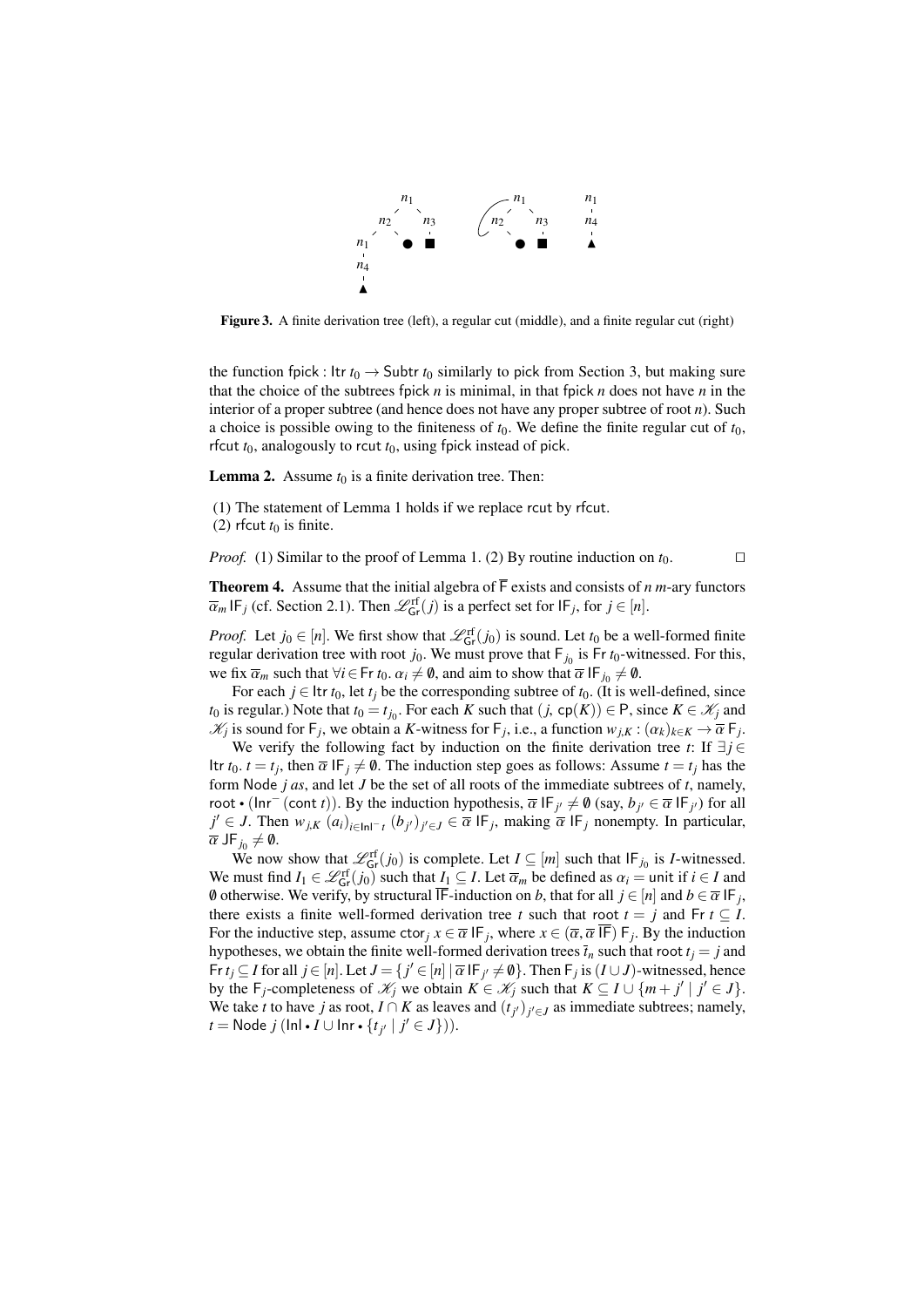**Figure 3.** A finite derivation tree (left), a regular cut (middle), and a finite regular cut (right)

the function $\mathsf{fpick} : \mathsf{Itr}\ t_0 \to \mathsf{Subtr}\ t_0$ similarly to pick from Section 3, but making sure that the choice of the subtrees $\mathsf{fpick}\ n$ is minimal, in that $\mathsf{fpick}\ n$ does not have $n$ in the interior of a proper subtree (and hence does not have any proper subtree of root $n$). Such a choice is possible owing to the finiteness of $t_0$. We define the finite regular cut of $t_0$, $\mathsf{rfcut}\ t_0$, analogously to $\mathsf{rcut}\ t_0$, using fpick instead of pick.

**Lemma 2.** Assume $t_0$ is a finite derivation tree. Then:

(1) The statement of Lemma 1 holds if we replace rcut by rfcut.
(2) $\mathsf{rfcut}\ t_0$ is finite.

*Proof.* (1) Similar to the proof of Lemma 1. (2) By routine induction on $t_0$. □

**Theorem 4.** Assume that the initial algebra of $\overline{\mathsf{F}}$ exists and consists of $n$ $m$-ary functors $\overline{\alpha}_m\ \mathsf{IF}_j$ (cf. Section 2.1). Then $\mathscr{L}^{\mathrm{rf}}_{\mathsf{Gr}}(j)$ is a perfect set for $\mathsf{IF}_j$, for $j \in [n]$.

*Proof.* Let $j_0 \in [n]$. We first show that $\mathscr{L}^{\mathrm{rf}}_{\mathsf{Gr}}(j_0)$ is sound. Let $t_0$ be a well-formed finite regular derivation tree with root $j_0$. We must prove that $\mathsf{F}_{j_0}$ is $\mathsf{Fr}\ t_0$-witnessed. For this, we fix $\overline{\alpha}_m$ such that $\forall i \in \mathsf{Fr}\ t_0.\ \alpha_i \neq \emptyset$, and aim to show that $\overline{\alpha}\ \mathsf{IF}_{j_0} \neq \emptyset$.

For each $j \in \mathsf{Itr}\ t_0$, let $t_j$ be the corresponding subtree of $t_0$. (It is well-defined, since $t_0$ is regular.) Note that $t_0 = t_{j_0}$. For each $K$ such that $(j,\ \mathsf{cp}(K)) \in \mathsf{P}$, since $K \in \mathscr{K}_j$ and $\mathscr{K}_j$ is sound for $\mathsf{F}_j$, we obtain a $K$-witness for $\mathsf{F}_j$, i.e., a function $w_{j,K} : (\alpha_k)_{k\in K} \to \overline{\alpha}\ \mathsf{F}_j$.

We verify the following fact by induction on the finite derivation tree $t$: If $\exists j \in \mathsf{Itr}\ t_0.\ t = t_j$, then $\overline{\alpha}\ \mathsf{IF}_j \neq \emptyset$. The induction step goes as follows: Assume $t = t_j$ has the form $\mathsf{Node}\ j\ as$, and let $J$ be the set of all roots of the immediate subtrees of $t$, namely, $\mathsf{root} \bullet (\mathsf{Inr}^{-}\ (\mathsf{cont}\ t))$. By the induction hypothesis, $\overline{\alpha}\ \mathsf{IF}_{j'} \neq \emptyset$ (say, $b_{j'} \in \overline{\alpha}\ \mathsf{IF}_{j'}$) for all $j' \in J$. Then $w_{j,K}\ (a_i)_{i\in\mathsf{Inl}^{-}\,t}\ (b_{j'})_{j'\in J} \in \overline{\alpha}\ \mathsf{IF}_j$, making $\overline{\alpha}\ \mathsf{IF}_j$ nonempty. In particular, $\overline{\alpha}\ \mathsf{JF}_{j_0} \neq \emptyset$.

We now show that $\mathscr{L}^{\mathrm{rf}}_{\mathsf{Gr}}(j_0)$ is complete. Let $I \subseteq [m]$ such that $\mathsf{IF}_{j_0}$ is $I$-witnessed. We must find $I_1 \in \mathscr{L}^{\mathrm{rf}}_{\mathsf{Gr}}(j_0)$ such that $I_1 \subseteq I$. Let $\overline{\alpha}_m$ be defined as $\alpha_i = \mathsf{unit}$ if $i \in I$ and $\emptyset$ otherwise. We verify, by structural $\overline{\mathsf{IF}}$-induction on $b$, that for all $j \in [n]$ and $b \in \overline{\alpha}\ \mathsf{IF}_j$, there exists a finite well-formed derivation tree $t$ such that $\mathsf{root}\ t = j$ and $\mathsf{Fr}\ t \subseteq I$. For the inductive step, assume $\mathsf{ctor}_j\ x \in \overline{\alpha}\ \mathsf{IF}_j$, where $x \in (\overline{\alpha}, \overline{\alpha}\ \overline{\mathsf{IF}})\ \mathsf{F}_j$. By the induction hypotheses, we obtain the finite well-formed derivation trees $\overline{t}_n$ such that $\mathsf{root}\ t_j = j$ and $\mathsf{Fr}\ t_j \subseteq I$ for all $j \in [n]$. Let $J = \{j' \in [n] \mid \overline{\alpha}\ \mathsf{IF}_{j'} \neq \emptyset\}$. Then $\mathsf{F}_j$ is $(I \cup J)$-witnessed, hence by the $\mathsf{F}_j$-completeness of $\mathscr{K}_j$ we obtain $K \in \mathscr{K}_j$ such that $K \subseteq I \cup \{m + j' \mid j' \in J\}$. We take $t$ to have $j$ as root, $I \cap K$ as leaves and $(t_{j'})_{j'\in J}$ as immediate subtrees; namely, $t = \mathsf{Node}\ j\ (\mathsf{Inl} \bullet I \cup \mathsf{Inr} \bullet \{t_{j'} \mid j' \in J\})$).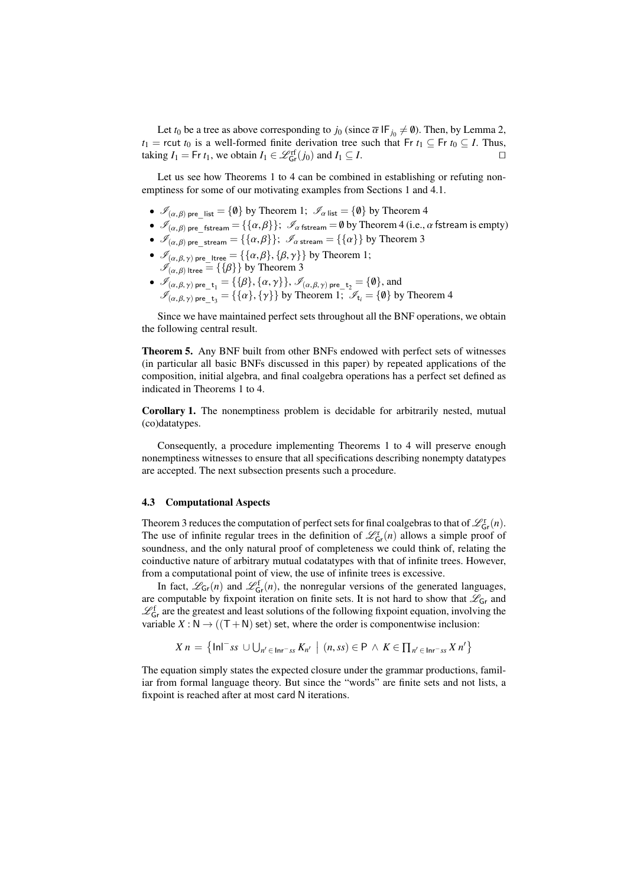Let $t_0$ be a tree as above corresponding to $j_0$ (since $\overline{\alpha}\ \mathsf{IF}_{j_0} \neq \emptyset$). Then, by Lemma 2, $t_1 = \mathsf{rcut}\ t_0$ is a well-formed finite derivation tree such that $\mathsf{Fr}\ t_1 \subseteq \mathsf{Fr}\ t_0 \subseteq I$. Thus, taking $I_1 = \mathsf{Fr}\ t_1$, we obtain $I_1 \in \mathscr{L}^{\mathsf{rf}}_{\mathsf{Gr}}(j_0)$ and $I_1 \subseteq I$. □

Let us see how Theorems 1 to 4 can be combined in establishing or refuting nonemptiness for some of our motivating examples from Sections 1 and 4.1.

- $\mathscr{I}_{(\alpha,\beta)\ \mathsf{pre\_list}} = \{\emptyset\}$ by Theorem 1; $\mathscr{I}_{\alpha\ \mathsf{list}} = \{\emptyset\}$ by Theorem 4
- $\mathscr{I}_{(\alpha,\beta)\ \mathsf{pre\_fstream}} = \{\{\alpha,\beta\}\}$; $\mathscr{I}_{\alpha\ \mathsf{fstream}} = \emptyset$ by Theorem 4 (i.e., $\alpha$ fstream is empty)
- $\mathscr{I}_{(\alpha,\beta)\ \mathsf{pre\_stream}} = \{\{\alpha,\beta\}\}$; $\mathscr{I}_{\alpha\ \mathsf{stream}} = \{\{\alpha\}\}$ by Theorem 3
- $\mathscr{I}_{(\alpha,\beta,\gamma)\ \mathsf{pre\_ltree}} = \{\{\alpha,\beta\},\{\beta,\gamma\}\}$ by Theorem 1;
  $\mathscr{I}_{(\alpha,\beta)\ \mathsf{ltree}} = \{\{\beta\}\}$ by Theorem 3
- $\mathscr{I}_{(\alpha,\beta,\gamma)\ \mathsf{pre\_t_1}} = \{\{\beta\},\{\alpha,\gamma\}\}$, $\mathscr{I}_{(\alpha,\beta,\gamma)\ \mathsf{pre\_t_2}} = \{\emptyset\}$, and
  $\mathscr{I}_{(\alpha,\beta,\gamma)\ \mathsf{pre\_t_3}} = \{\{\alpha\},\{\gamma\}\}$ by Theorem 1; $\mathscr{I}_{\mathsf{t}_i} = \{\emptyset\}$ by Theorem 4

Since we have maintained perfect sets throughout all the BNF operations, we obtain the following central result.

**Theorem 5.** Any BNF built from other BNFs endowed with perfect sets of witnesses (in particular all basic BNFs discussed in this paper) by repeated applications of the composition, initial algebra, and final coalgebra operations has a perfect set defined as indicated in Theorems 1 to 4.

**Corollary 1.** The nonemptiness problem is decidable for arbitrarily nested, mutual (co)datatypes.

Consequently, a procedure implementing Theorems 1 to 4 will preserve enough nonemptiness witnesses to ensure that all specifications describing nonempty datatypes are accepted. The next subsection presents such a procedure.

### 4.3 Computational Aspects

Theorem 3 reduces the computation of perfect sets for final coalgebras to that of $\mathscr{L}^{\mathsf{r}}_{\mathsf{Gr}}(n)$. The use of infinite regular trees in the definition of $\mathscr{L}^{\mathsf{r}}_{\mathsf{Gr}}(n)$ allows a simple proof of soundness, and the only natural proof of completeness we could think of, relating the coinductive nature of arbitrary mutual codatatypes with that of infinite trees. However, from a computational point of view, the use of infinite trees is excessive.

In fact, $\mathscr{L}_{\mathsf{Gr}}(n)$ and $\mathscr{L}^{\mathsf{f}}_{\mathsf{Gr}}(n)$, the nonregular versions of the generated languages, are computable by fixpoint iteration on finite sets. It is not hard to show that $\mathscr{L}_{\mathsf{Gr}}$ and $\mathscr{L}^{\mathsf{f}}_{\mathsf{Gr}}$ are the greatest and least solutions of the following fixpoint equation, involving the variable $X : \mathsf{N} \to ((\mathsf{T} + \mathsf{N})\ \mathsf{set})\ \mathsf{set}$, where the order is componentwise inclusion:

$$X\ n = \left\{ \mathsf{Inl}^{-}\, ss \cup \textstyle\bigcup_{n' \in \mathsf{Inr}^{-} ss} K_{n'} \;\middle|\; (n, ss) \in \mathsf{P} \wedge K \in \prod_{n' \in \mathsf{Inr}^{-} ss} X\ n' \right\}$$

The equation simply states the expected closure under the grammar productions, familiar from formal language theory. But since the "words" are finite sets and not lists, a fixpoint is reached after at most card N iterations.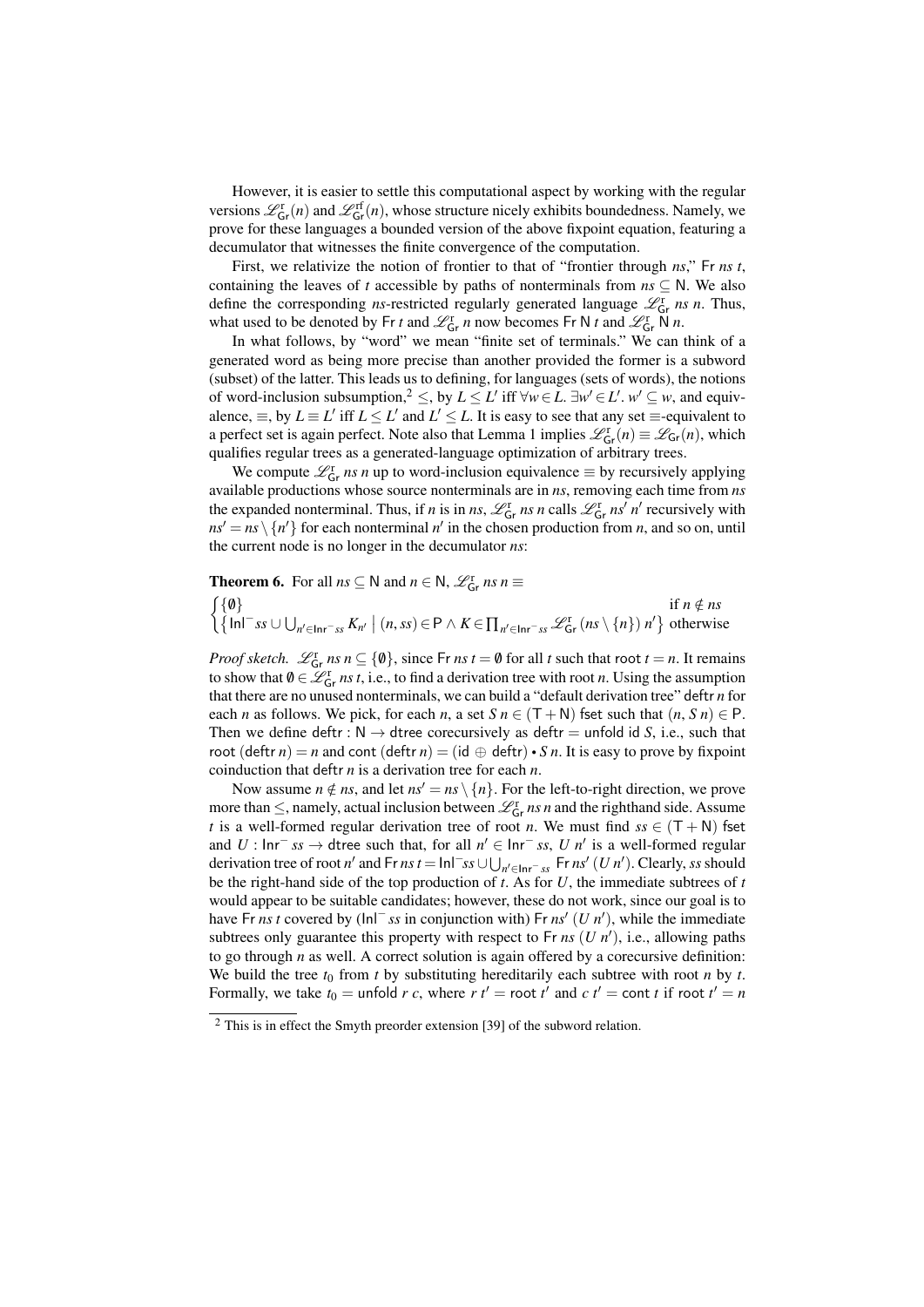However, it is easier to settle this computational aspect by working with the regular versions $\mathscr{L}^{\mathsf{r}}_{\mathsf{Gr}}(n)$ and $\mathscr{L}^{\mathsf{rf}}_{\mathsf{Gr}}(n)$, whose structure nicely exhibits boundedness. Namely, we prove for these languages a bounded version of the above fixpoint equation, featuring a decumulator that witnesses the finite convergence of the computation.

First, we relativize the notion of frontier to that of "frontier through $ns$," $\mathsf{Fr}\ ns\ t$, containing the leaves of $t$ accessible by paths of nonterminals from $ns \subseteq \mathsf{N}$. We also define the corresponding $ns$-restricted regularly generated language $\mathscr{L}^{\mathsf{r}}_{\mathsf{Gr}}\ ns\ n$. Thus, what used to be denoted by $\mathsf{Fr}\ t$ and $\mathscr{L}^{\mathsf{r}}_{\mathsf{Gr}}\ n$ now becomes $\mathsf{Fr}\ \mathsf{N}\ t$ and $\mathscr{L}^{\mathsf{r}}_{\mathsf{Gr}}\ \mathsf{N}\ n$.

In what follows, by "word" we mean "finite set of terminals." We can think of a generated word as being more precise than another provided the former is a subword (subset) of the latter. This leads us to defining, for languages (sets of words), the notions of word-inclusion subsumption,[2] $\leq$, by $L \leq L'$ iff $\forall w \in L.\ \exists w' \in L'.\ w' \subseteq w$, and equivalence, $\equiv$, by $L \equiv L'$ iff $L \leq L'$ and $L' \leq L$. It is easy to see that any set $\equiv$-equivalent to a perfect set is again perfect. Note also that Lemma 1 implies $\mathscr{L}^{\mathsf{r}}_{\mathsf{Gr}}(n) \equiv \mathscr{L}_{\mathsf{Gr}}(n)$, which qualifies regular trees as a generated-language optimization of arbitrary trees.

We compute $\mathscr{L}^{\mathsf{r}}_{\mathsf{Gr}}\ ns\ n$ up to word-inclusion equivalence $\equiv$ by recursively applying available productions whose source nonterminals are in $ns$, removing each time from $ns$ the expanded nonterminal. Thus, if $n$ is in $ns$, $\mathscr{L}^{\mathsf{r}}_{\mathsf{Gr}}\ ns\ n$ calls $\mathscr{L}^{\mathsf{r}}_{\mathsf{Gr}}\ ns'\ n'$ recursively with $ns' = ns \setminus \{n'\}$ for each nonterminal $n'$ in the chosen production from $n$, and so on, until the current node is no longer in the decumulator $ns$:

**Theorem 6.** For all $ns \subseteq \mathsf{N}$ and $n \in \mathsf{N}$, $\mathscr{L}^{\mathsf{r}}_{\mathsf{Gr}}\ ns\ n \equiv$

$$\begin{cases} \{\emptyset\} & \text{if } n \notin ns \\ \left\{ \mathsf{Inl}^{-}ss \cup \bigcup_{n' \in \mathsf{Inr}^{-}ss} K_{n'} \;\middle|\; (n, ss) \in \mathsf{P} \wedge K \in \prod_{n' \in \mathsf{Inr}^{-}ss} \mathscr{L}^{\mathsf{r}}_{\mathsf{Gr}}\ (ns \setminus \{n\})\ n' \right\} & \text{otherwise} \end{cases}$$

*Proof sketch.* $\mathscr{L}^{\mathsf{r}}_{\mathsf{Gr}}\ ns\ n \subseteq \{\emptyset\}$, since $\mathsf{Fr}\ ns\ t = \emptyset$ for all $t$ such that $\mathsf{root}\ t = n$. It remains to show that $\emptyset \in \mathscr{L}^{\mathsf{r}}_{\mathsf{Gr}}\ ns\ t$, i.e., to find a derivation tree with root $n$. Using the assumption that there are no unused nonterminals, we can build a "default derivation tree" $\mathsf{deftr}\ n$ for each $n$ as follows. We pick, for each $n$, a set $S\ n \in (\mathsf{T} + \mathsf{N})$ fset such that $(n, S\ n) \in \mathsf{P}$. Then we define $\mathsf{deftr} : \mathsf{N} \to \mathsf{dtree}$ corecursively as $\mathsf{deftr} = \mathsf{unfold}\ \mathsf{id}\ S$, i.e., such that $\mathsf{root}\ (\mathsf{deftr}\ n) = n$ and $\mathsf{cont}\ (\mathsf{deftr}\ n) = (\mathsf{id} \oplus \mathsf{deftr}) \bullet S\ n$. It is easy to prove by fixpoint coinduction that $\mathsf{deftr}\ n$ is a derivation tree for each $n$.

Now assume $n \notin ns$, and let $ns' = ns \setminus \{n\}$. For the left-to-right direction, we prove more than $\leq$, namely, actual inclusion between $\mathscr{L}^{\mathsf{r}}_{\mathsf{Gr}}\ ns\ n$ and the righthand side. Assume $t$ is a well-formed regular derivation tree of root $n$. We must find $ss \in (\mathsf{T} + \mathsf{N})$ fset and $U : \mathsf{Inr}^{-}\ ss \to \mathsf{dtree}$ such that, for all $n' \in \mathsf{Inr}^{-}\ ss$, $U\ n'$ is a well-formed regular derivation tree of root $n'$ and $\mathsf{Fr}\ ns\ t = \mathsf{Inl}^{-}ss \cup \bigcup_{n' \in \mathsf{Inr}^{-}ss}\ \mathsf{Fr}\ ns'\ (U\ n')$. Clearly, $ss$ should be the right-hand side of the top production of $t$. As for $U$, the immediate subtrees of $t$ would appear to be suitable candidates; however, these do not work, since our goal is to have $\mathsf{Fr}\ ns\ t$ covered by ($\mathsf{Inl}^{-}\ ss$ in conjunction with) $\mathsf{Fr}\ ns'\ (U\ n')$, while the immediate subtrees only guarantee this property with respect to $\mathsf{Fr}\ ns\ (U\ n')$, i.e., allowing paths to go through $n$ as well. A correct solution is again offered by a corecursive definition: We build the tree $t_0$ from $t$ by substituting hereditarily each subtree with root $n$ by $t$. Formally, we take $t_0 = \mathsf{unfold}\ r\ c$, where $r\ t' = \mathsf{root}\ t'$ and $c\ t' = \mathsf{cont}\ t$ if $\mathsf{root}\ t' = n$

[2] This is in effect the Smyth preorder extension [39] of the subword relation.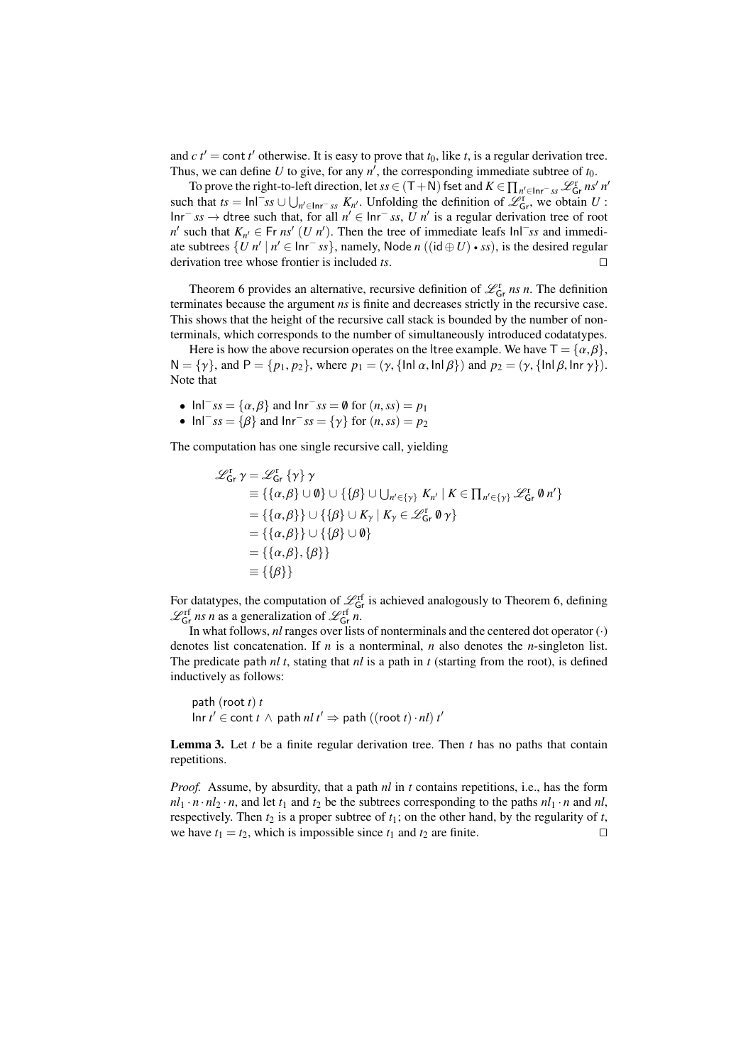and $c\ t' = \mathsf{cont}\ t'$ otherwise. It is easy to prove that $t_0$, like $t$, is a regular derivation tree. Thus, we can define $U$ to give, for any $n'$, the corresponding immediate subtree of $t_0$.

To prove the right-to-left direction, let $ss \in (\mathsf{T} + \mathsf{N})\ \mathsf{fset}$ and $K \in \prod_{n' \in \mathsf{Inr}^-\ ss} \mathscr{L}^{\mathrm{r}}_{\mathsf{Gr}}\ ns'\ n'$ such that $ts = \mathsf{Inl}^- ss \cup \bigcup_{n' \in \mathsf{Inr}^-\ ss} K_{n'}$. Unfolding the definition of $\mathscr{L}^{\mathrm{r}}_{\mathsf{Gr}}$, we obtain $U : \mathsf{Inr}^-\ ss \to \mathsf{dtree}$ such that, for all $n' \in \mathsf{Inr}^-\ ss$, $U\ n'$ is a regular derivation tree of root $n'$ such that $K_{n'} \in \mathsf{Fr}\ ns'\ (U\ n')$. Then the tree of immediate leafs $\mathsf{Inl}^- ss$ and immediate subtrees $\{U\ n' \mid n' \in \mathsf{Inr}^-\ ss\}$, namely, $\mathsf{Node}\ n\ ((\mathsf{id} \oplus U) \bullet ss)$, is the desired regular derivation tree whose frontier is included $ts$. $\square$

Theorem 6 provides an alternative, recursive definition of $\mathscr{L}^{\mathrm{r}}_{\mathsf{Gr}}\ ns\ n$. The definition terminates because the argument $ns$ is finite and decreases strictly in the recursive case. This shows that the height of the recursive call stack is bounded by the number of nonterminals, which corresponds to the number of simultaneously introduced codatatypes.

Here is how the above recursion operates on the $\mathsf{ltree}$ example. We have $\mathsf{T} = \{\alpha, \beta\}$, $\mathsf{N} = \{\gamma\}$, and $\mathsf{P} = \{p_1, p_2\}$, where $p_1 = (\gamma, \{\mathsf{Inl}\ \alpha, \mathsf{Inl}\ \beta\})$ and $p_2 = (\gamma, \{\mathsf{Inl}\ \beta, \mathsf{Inr}\ \gamma\})$. Note that

- $\mathsf{Inl}^- ss = \{\alpha, \beta\}$ and $\mathsf{Inr}^- ss = \emptyset$ for $(n, ss) = p_1$
- $\mathsf{Inl}^- ss = \{\beta\}$ and $\mathsf{Inr}^- ss = \{\gamma\}$ for $(n, ss) = p_2$

The computation has one single recursive call, yielding

$$
\begin{aligned}
\mathscr{L}^{\mathrm{r}}_{\mathsf{Gr}}\ \gamma &= \mathscr{L}^{\mathrm{r}}_{\mathsf{Gr}}\ \{\gamma\}\ \gamma \\
&\equiv \{\{\alpha, \beta\} \cup \emptyset\} \cup \{\{\beta\} \cup \textstyle\bigcup_{n' \in \{\gamma\}} K_{n'} \mid K \in \prod_{n' \in \{\gamma\}} \mathscr{L}^{\mathrm{r}}_{\mathsf{Gr}}\ \emptyset\ n'\} \\
&= \{\{\alpha, \beta\}\} \cup \{\{\beta\} \cup K_\gamma \mid K_\gamma \in \mathscr{L}^{\mathrm{r}}_{\mathsf{Gr}}\ \emptyset\ \gamma\} \\
&= \{\{\alpha, \beta\}\} \cup \{\{\beta\} \cup \emptyset\} \\
&= \{\{\alpha, \beta\}, \{\beta\}\} \\
&\equiv \{\{\beta\}\}
\end{aligned}
$$

For datatypes, the computation of $\mathscr{L}^{\mathrm{rf}}_{\mathsf{Gr}}$ is achieved analogously to Theorem 6, defining $\mathscr{L}^{\mathrm{rf}}_{\mathsf{Gr}}\ ns\ n$ as a generalization of $\mathscr{L}^{\mathrm{rf}}_{\mathsf{Gr}}\ n$.

In what follows, $nl$ ranges over lists of nonterminals and the centered dot operator $(\cdot)$ denotes list concatenation. If $n$ is a nonterminal, $n$ also denotes the $n$-singleton list. The predicate $\mathsf{path}\ nl\ t$, stating that $nl$ is a path in $t$ (starting from the root), is defined inductively as follows:

$\mathsf{path}\ (\mathsf{root}\ t)\ t$
$\mathsf{Inr}\ t' \in \mathsf{cont}\ t \ \wedge\ \mathsf{path}\ nl\ t' \Rightarrow \mathsf{path}\ ((\mathsf{root}\ t) \cdot nl)\ t'$

**Lemma 3.** Let $t$ be a finite regular derivation tree. Then $t$ has no paths that contain repetitions.

*Proof.* Assume, by absurdity, that a path $nl$ in $t$ contains repetitions, i.e., has the form $nl_1 \cdot n \cdot nl_2 \cdot n$, and let $t_1$ and $t_2$ be the subtrees corresponding to the paths $nl_1 \cdot n$ and $nl$, respectively. Then $t_2$ is a proper subtree of $t_1$; on the other hand, by the regularity of $t$, we have $t_1 = t_2$, which is impossible since $t_1$ and $t_2$ are finite. $\square$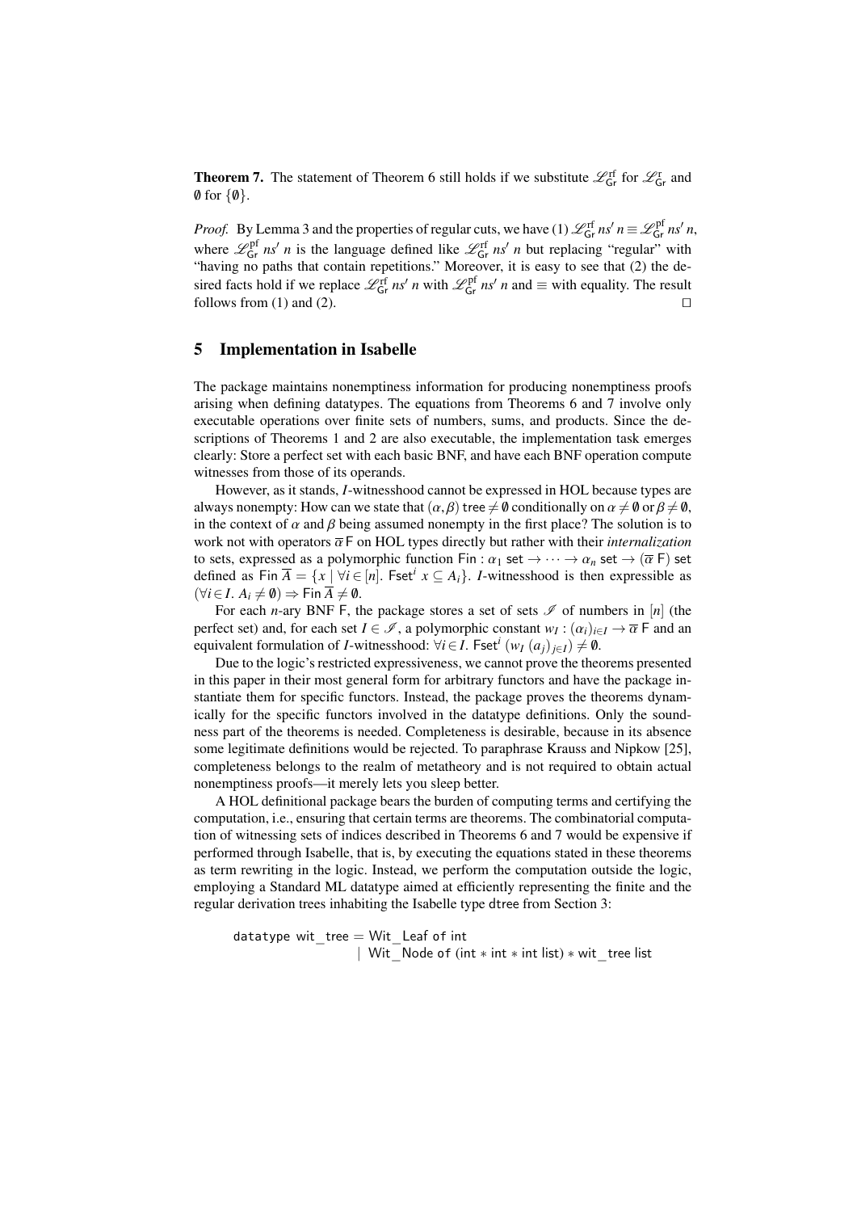**Theorem 7.** The statement of Theorem 6 still holds if we substitute $\mathscr{L}^{\mathrm{rf}}_{\mathsf{Gr}}$ for $\mathscr{L}^{\mathrm{r}}_{\mathsf{Gr}}$ and $\emptyset$ for $\{\emptyset\}$.

*Proof.* By Lemma 3 and the properties of regular cuts, we have (1) $\mathscr{L}^{\mathrm{rf}}_{\mathsf{Gr}}\, ns'\, n \equiv \mathscr{L}^{\mathrm{pf}}_{\mathsf{Gr}}\, ns'\, n$, where $\mathscr{L}^{\mathrm{pf}}_{\mathsf{Gr}}\, ns'\, n$ is the language defined like $\mathscr{L}^{\mathrm{rf}}_{\mathsf{Gr}}\, ns'\, n$ but replacing "regular" with "having no paths that contain repetitions." Moreover, it is easy to see that (2) the desired facts hold if we replace $\mathscr{L}^{\mathrm{rf}}_{\mathsf{Gr}}\, ns'\, n$ with $\mathscr{L}^{\mathrm{pf}}_{\mathsf{Gr}}\, ns'\, n$ and $\equiv$ with equality. The result follows from (1) and (2). $\square$

## 5 Implementation in Isabelle

The package maintains nonemptiness information for producing nonemptiness proofs arising when defining datatypes. The equations from Theorems 6 and 7 involve only executable operations over finite sets of numbers, sums, and products. Since the descriptions of Theorems 1 and 2 are also executable, the implementation task emerges clearly: Store a perfect set with each basic BNF, and have each BNF operation compute witnesses from those of its operands.

However, as it stands, $I$-witnesshood cannot be expressed in HOL because types are always nonempty: How can we state that $(\alpha,\beta)$ tree $\neq \emptyset$ conditionally on $\alpha \neq \emptyset$ or $\beta \neq \emptyset$, in the context of $\alpha$ and $\beta$ being assumed nonempty in the first place? The solution is to work not with operators $\overline{\alpha}\,\mathsf{F}$ on HOL types directly but rather with their *internalization* to sets, expressed as a polymorphic function $\mathsf{Fin} : \alpha_1\ \mathsf{set} \to \cdots \to \alpha_n\ \mathsf{set} \to (\overline{\alpha}\ \mathsf{F})\ \mathsf{set}$ defined as $\mathsf{Fin}\ \overline{A} = \{x \mid \forall i \in [n].\ \mathsf{Fset}^i\ x \subseteq A_i\}$. $I$-witnesshood is then expressible as $(\forall i \in I.\ A_i \neq \emptyset) \Rightarrow \mathsf{Fin}\ \overline{A} \neq \emptyset$.

For each $n$-ary BNF $\mathsf{F}$, the package stores a set of sets $\mathscr{I}$ of numbers in $[n]$ (the perfect set) and, for each set $I \in \mathscr{I}$, a polymorphic constant $w_I : (\alpha_i)_{i\in I} \to \overline{\alpha}\ \mathsf{F}$ and an equivalent formulation of $I$-witnesshood: $\forall i \in I.\ \mathsf{Fset}^i\ (w_I\ (a_j)_{j\in I}) \neq \emptyset$.

Due to the logic's restricted expressiveness, we cannot prove the theorems presented in this paper in their most general form for arbitrary functors and have the package instantiate them for specific functors. Instead, the package proves the theorems dynamically for the specific functors involved in the datatype definitions. Only the soundness part of the theorems is needed. Completeness is desirable, because in its absence some legitimate definitions would be rejected. To paraphrase Krauss and Nipkow [25], completeness belongs to the realm of metatheory and is not required to obtain actual nonemptiness proofs—it merely lets you sleep better.

A HOL definitional package bears the burden of computing terms and certifying the computation, i.e., ensuring that certain terms are theorems. The combinatorial computation of witnessing sets of indices described in Theorems 6 and 7 would be expensive if performed through Isabelle, that is, by executing the equations stated in these theorems as term rewriting in the logic. Instead, we perform the computation outside the logic, employing a Standard ML datatype aimed at efficiently representing the finite and the regular derivation trees inhabiting the Isabelle type dtree from Section 3:

```
datatype wit_tree = Wit_Leaf of int
                  | Wit_Node of (int * int * int list) * wit_tree list
```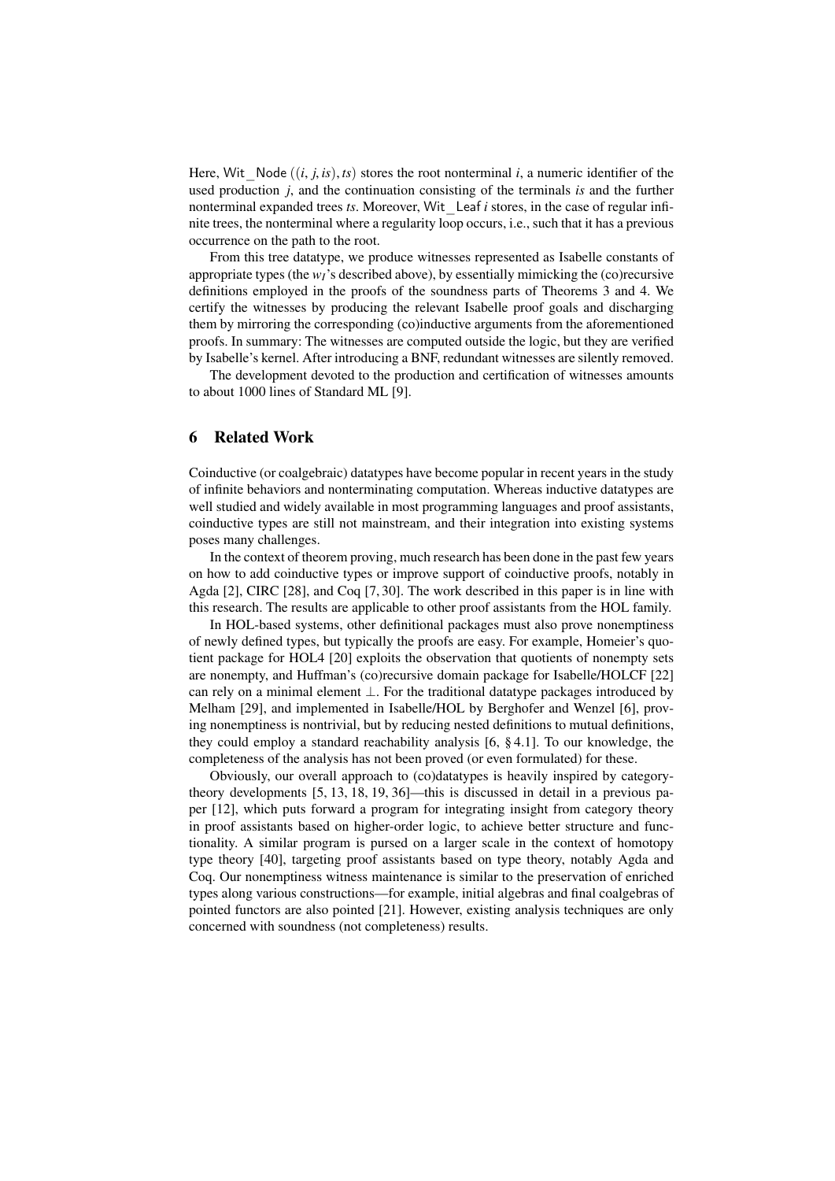Here, $\mathsf{Wit\_Node}\ ((i, j, is), ts)$ stores the root nonterminal $i$, a numeric identifier of the used production $j$, and the continuation consisting of the terminals $is$ and the further nonterminal expanded trees $ts$. Moreover, $\mathsf{Wit\_Leaf}\ i$ stores, in the case of regular infinite trees, the nonterminal where a regularity loop occurs, i.e., such that it has a previous occurrence on the path to the root.

From this tree datatype, we produce witnesses represented as Isabelle constants of appropriate types (the $w_I$'s described above), by essentially mimicking the (co)recursive definitions employed in the proofs of the soundness parts of Theorems 3 and 4. We certify the witnesses by producing the relevant Isabelle proof goals and discharging them by mirroring the corresponding (co)inductive arguments from the aforementioned proofs. In summary: The witnesses are computed outside the logic, but they are verified by Isabelle's kernel. After introducing a BNF, redundant witnesses are silently removed.

The development devoted to the production and certification of witnesses amounts to about 1000 lines of Standard ML [9].

## 6 Related Work

Coinductive (or coalgebraic) datatypes have become popular in recent years in the study of infinite behaviors and nonterminating computation. Whereas inductive datatypes are well studied and widely available in most programming languages and proof assistants, coinductive types are still not mainstream, and their integration into existing systems poses many challenges.

In the context of theorem proving, much research has been done in the past few years on how to add coinductive types or improve support of coinductive proofs, notably in Agda [2], CIRC [28], and Coq [7, 30]. The work described in this paper is in line with this research. The results are applicable to other proof assistants from the HOL family.

In HOL-based systems, other definitional packages must also prove nonemptiness of newly defined types, but typically the proofs are easy. For example, Homeier's quotient package for HOL4 [20] exploits the observation that quotients of nonempty sets are nonempty, and Huffman's (co)recursive domain package for Isabelle/HOLCF [22] can rely on a minimal element $\bot$. For the traditional datatype packages introduced by Melham [29], and implemented in Isabelle/HOL by Berghofer and Wenzel [6], proving nonemptiness is nontrivial, but by reducing nested definitions to mutual definitions, they could employ a standard reachability analysis [6, § 4.1]. To our knowledge, the completeness of the analysis has not been proved (or even formulated) for these.

Obviously, our overall approach to (co)datatypes is heavily inspired by category-theory developments [5, 13, 18, 19, 36]—this is discussed in detail in a previous paper [12], which puts forward a program for integrating insight from category theory in proof assistants based on higher-order logic, to achieve better structure and functionality. A similar program is pursued on a larger scale in the context of homotopy type theory [40], targeting proof assistants based on type theory, notably Agda and Coq. Our nonemptiness witness maintenance is similar to the preservation of enriched types along various constructions—for example, initial algebras and final coalgebras of pointed functors are also pointed [21]. However, existing analysis techniques are only concerned with soundness (not completeness) results.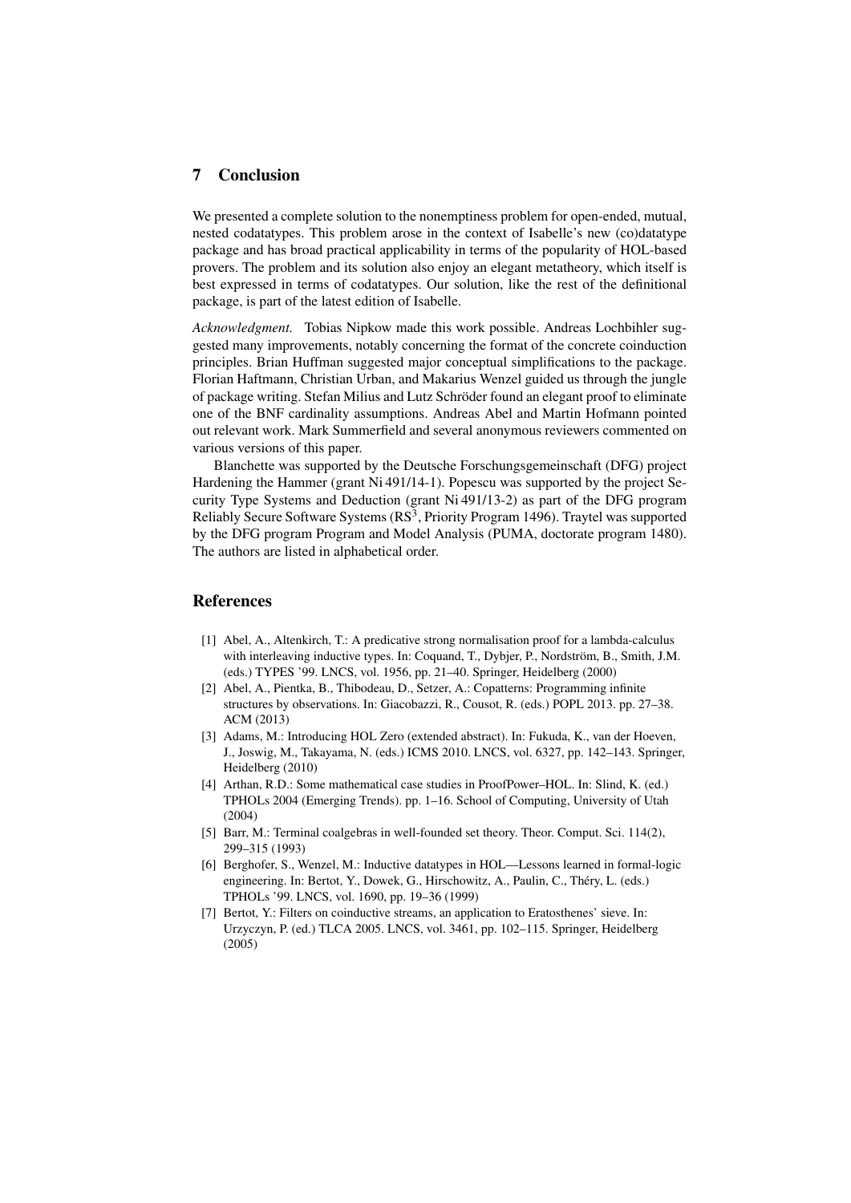## 7 Conclusion

We presented a complete solution to the nonemptiness problem for open-ended, mutual, nested codatatypes. This problem arose in the context of Isabelle's new (co)datatype package and has broad practical applicability in terms of the popularity of HOL-based provers. The problem and its solution also enjoy an elegant metatheory, which itself is best expressed in terms of codatatypes. Our solution, like the rest of the definitional package, is part of the latest edition of Isabelle.

*Acknowledgment.* Tobias Nipkow made this work possible. Andreas Lochbihler suggested many improvements, notably concerning the format of the concrete coinduction principles. Brian Huffman suggested major conceptual simplifications to the package. Florian Haftmann, Christian Urban, and Makarius Wenzel guided us through the jungle of package writing. Stefan Milius and Lutz Schröder found an elegant proof to eliminate one of the BNF cardinality assumptions. Andreas Abel and Martin Hofmann pointed out relevant work. Mark Summerfield and several anonymous reviewers commented on various versions of this paper.

Blanchette was supported by the Deutsche Forschungsgemeinschaft (DFG) project Hardening the Hammer (grant Ni 491/14-1). Popescu was supported by the project Security Type Systems and Deduction (grant Ni 491/13-2) as part of the DFG program Reliably Secure Software Systems ($RS^3$, Priority Program 1496). Traytel was supported by the DFG program Program and Model Analysis (PUMA, doctorate program 1480). The authors are listed in alphabetical order.

## References

[1] Abel, A., Altenkirch, T.: A predicative strong normalisation proof for a lambda-calculus with interleaving inductive types. In: Coquand, T., Dybjer, P., Nordström, B., Smith, J.M. (eds.) TYPES '99. LNCS, vol. 1956, pp. 21–40. Springer, Heidelberg (2000)

[2] Abel, A., Pientka, B., Thibodeau, D., Setzer, A.: Copatterns: Programming infinite structures by observations. In: Giacobazzi, R., Cousot, R. (eds.) POPL 2013. pp. 27–38. ACM (2013)

[3] Adams, M.: Introducing HOL Zero (extended abstract). In: Fukuda, K., van der Hoeven, J., Joswig, M., Takayama, N. (eds.) ICMS 2010. LNCS, vol. 6327, pp. 142–143. Springer, Heidelberg (2010)

[4] Arthan, R.D.: Some mathematical case studies in ProofPower–HOL. In: Slind, K. (ed.) TPHOLs 2004 (Emerging Trends). pp. 1–16. School of Computing, University of Utah (2004)

[5] Barr, M.: Terminal coalgebras in well-founded set theory. Theor. Comput. Sci. 114(2), 299–315 (1993)

[6] Berghofer, S., Wenzel, M.: Inductive datatypes in HOL—Lessons learned in formal-logic engineering. In: Bertot, Y., Dowek, G., Hirschowitz, A., Paulin, C., Théry, L. (eds.) TPHOLs '99. LNCS, vol. 1690, pp. 19–36 (1999)

[7] Bertot, Y.: Filters on coinductive streams, an application to Eratosthenes' sieve. In: Urzyczyn, P. (ed.) TLCA 2005. LNCS, vol. 3461, pp. 102–115. Springer, Heidelberg (2005)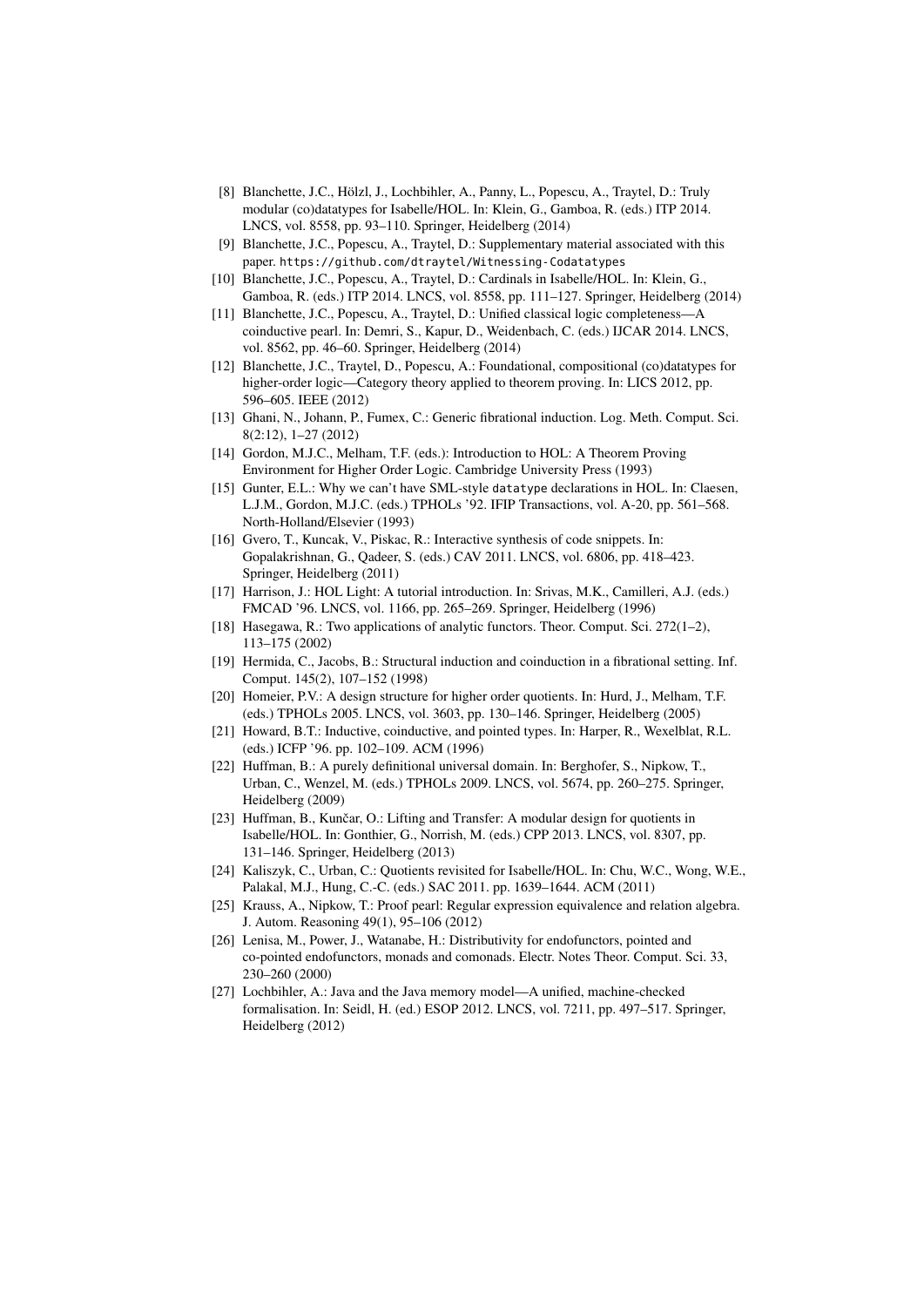[8] Blanchette, J.C., Hölzl, J., Lochbihler, A., Panny, L., Popescu, A., Traytel, D.: Truly modular (co)datatypes for Isabelle/HOL. In: Klein, G., Gamboa, R. (eds.) ITP 2014. LNCS, vol. 8558, pp. 93–110. Springer, Heidelberg (2014)

[9] Blanchette, J.C., Popescu, A., Traytel, D.: Supplementary material associated with this paper. https://github.com/dtraytel/Witnessing-Codatatypes

[10] Blanchette, J.C., Popescu, A., Traytel, D.: Cardinals in Isabelle/HOL. In: Klein, G., Gamboa, R. (eds.) ITP 2014. LNCS, vol. 8558, pp. 111–127. Springer, Heidelberg (2014)

[11] Blanchette, J.C., Popescu, A., Traytel, D.: Unified classical logic completeness—A coinductive pearl. In: Demri, S., Kapur, D., Weidenbach, C. (eds.) IJCAR 2014. LNCS, vol. 8562, pp. 46–60. Springer, Heidelberg (2014)

[12] Blanchette, J.C., Traytel, D., Popescu, A.: Foundational, compositional (co)datatypes for higher-order logic—Category theory applied to theorem proving. In: LICS 2012, pp. 596–605. IEEE (2012)

[13] Ghani, N., Johann, P., Fumex, C.: Generic fibrational induction. Log. Meth. Comput. Sci. 8(2:12), 1–27 (2012)

[14] Gordon, M.J.C., Melham, T.F. (eds.): Introduction to HOL: A Theorem Proving Environment for Higher Order Logic. Cambridge University Press (1993)

[15] Gunter, E.L.: Why we can't have SML-style datatype declarations in HOL. In: Claesen, L.J.M., Gordon, M.J.C. (eds.) TPHOLs '92. IFIP Transactions, vol. A-20, pp. 561–568. North-Holland/Elsevier (1993)

[16] Gvero, T., Kuncak, V., Piskac, R.: Interactive synthesis of code snippets. In: Gopalakrishnan, G., Qadeer, S. (eds.) CAV 2011. LNCS, vol. 6806, pp. 418–423. Springer, Heidelberg (2011)

[17] Harrison, J.: HOL Light: A tutorial introduction. In: Srivas, M.K., Camilleri, A.J. (eds.) FMCAD '96. LNCS, vol. 1166, pp. 265–269. Springer, Heidelberg (1996)

[18] Hasegawa, R.: Two applications of analytic functors. Theor. Comput. Sci. 272(1–2), 113–175 (2002)

[19] Hermida, C., Jacobs, B.: Structural induction and coinduction in a fibrational setting. Inf. Comput. 145(2), 107–152 (1998)

[20] Homeier, P.V.: A design structure for higher order quotients. In: Hurd, J., Melham, T.F. (eds.) TPHOLs 2005. LNCS, vol. 3603, pp. 130–146. Springer, Heidelberg (2005)

[21] Howard, B.T.: Inductive, coinductive, and pointed types. In: Harper, R., Wexelblat, R.L. (eds.) ICFP '96. pp. 102–109. ACM (1996)

[22] Huffman, B.: A purely definitional universal domain. In: Berghofer, S., Nipkow, T., Urban, C., Wenzel, M. (eds.) TPHOLs 2009. LNCS, vol. 5674, pp. 260–275. Springer, Heidelberg (2009)

[23] Huffman, B., Kunčar, O.: Lifting and Transfer: A modular design for quotients in Isabelle/HOL. In: Gonthier, G., Norrish, M. (eds.) CPP 2013. LNCS, vol. 8307, pp. 131–146. Springer, Heidelberg (2013)

[24] Kaliszyk, C., Urban, C.: Quotients revisited for Isabelle/HOL. In: Chu, W.C., Wong, W.E., Palakal, M.J., Hung, C.-C. (eds.) SAC 2011. pp. 1639–1644. ACM (2011)

[25] Krauss, A., Nipkow, T.: Proof pearl: Regular expression equivalence and relation algebra. J. Autom. Reasoning 49(1), 95–106 (2012)

[26] Lenisa, M., Power, J., Watanabe, H.: Distributivity for endofunctors, pointed and co-pointed endofunctors, monads and comonads. Electr. Notes Theor. Comput. Sci. 33, 230–260 (2000)

[27] Lochbihler, A.: Java and the Java memory model—A unified, machine-checked formalisation. In: Seidl, H. (ed.) ESOP 2012. LNCS, vol. 7211, pp. 497–517. Springer, Heidelberg (2012)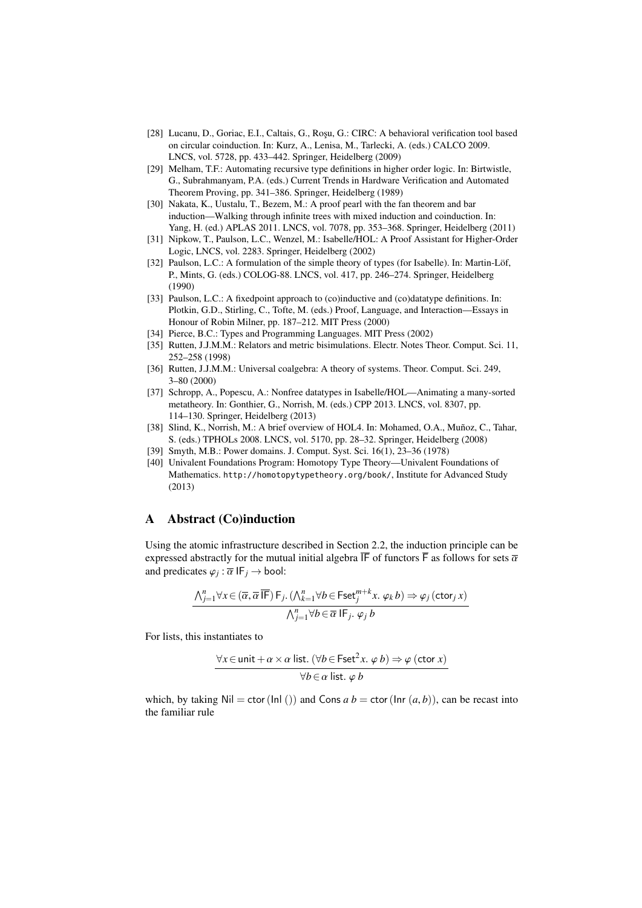[28] Lucanu, D., Goriac, E.I., Caltais, G., Roşu, G.: CIRC: A behavioral verification tool based on circular coinduction. In: Kurz, A., Lenisa, M., Tarlecki, A. (eds.) CALCO 2009. LNCS, vol. 5728, pp. 433–442. Springer, Heidelberg (2009)

[29] Melham, T.F.: Automating recursive type definitions in higher order logic. In: Birtwistle, G., Subrahmanyam, P.A. (eds.) Current Trends in Hardware Verification and Automated Theorem Proving, pp. 341–386. Springer, Heidelberg (1989)

[30] Nakata, K., Uustalu, T., Bezem, M.: A proof pearl with the fan theorem and bar induction—Walking through infinite trees with mixed induction and coinduction. In: Yang, H. (ed.) APLAS 2011. LNCS, vol. 7078, pp. 353–368. Springer, Heidelberg (2011)

[31] Nipkow, T., Paulson, L.C., Wenzel, M.: Isabelle/HOL: A Proof Assistant for Higher-Order Logic, LNCS, vol. 2283. Springer, Heidelberg (2002)

[32] Paulson, L.C.: A formulation of the simple theory of types (for Isabelle). In: Martin-Löf, P., Mints, G. (eds.) COLOG-88. LNCS, vol. 417, pp. 246–274. Springer, Heidelberg (1990)

[33] Paulson, L.C.: A fixedpoint approach to (co)inductive and (co)datatype definitions. In: Plotkin, G.D., Stirling, C., Tofte, M. (eds.) Proof, Language, and Interaction—Essays in Honour of Robin Milner, pp. 187–212. MIT Press (2000)

[34] Pierce, B.C.: Types and Programming Languages. MIT Press (2002)

[35] Rutten, J.J.M.M.: Relators and metric bisimulations. Electr. Notes Theor. Comput. Sci. 11, 252–258 (1998)

[36] Rutten, J.J.M.M.: Universal coalgebra: A theory of systems. Theor. Comput. Sci. 249, 3–80 (2000)

[37] Schropp, A., Popescu, A.: Nonfree datatypes in Isabelle/HOL—Animating a many-sorted metatheory. In: Gonthier, G., Norrish, M. (eds.) CPP 2013. LNCS, vol. 8307, pp. 114–130. Springer, Heidelberg (2013)

[38] Slind, K., Norrish, M.: A brief overview of HOL4. In: Mohamed, O.A., Muñoz, C., Tahar, S. (eds.) TPHOLs 2008. LNCS, vol. 5170, pp. 28–32. Springer, Heidelberg (2008)

[39] Smyth, M.B.: Power domains. J. Comput. Syst. Sci. 16(1), 23–36 (1978)

[40] Univalent Foundations Program: Homotopy Type Theory—Univalent Foundations of Mathematics. http://homotopytypetheory.org/book/, Institute for Advanced Study (2013)

## A Abstract (Co)induction

Using the atomic infrastructure described in Section 2.2, the induction principle can be expressed abstractly for the mutual initial algebra $\overline{\mathsf{IF}}$ of functors $\overline{\mathsf{F}}$ as follows for sets $\overline{\alpha}$ and predicates $\varphi_j : \overline{\alpha}\ \mathsf{IF}_j \to \mathsf{bool}$:

$$\frac{\bigwedge_{j=1}^{n} \forall x \in (\overline{\alpha}, \overline{\alpha}\ \overline{\mathsf{IF}})\ \mathsf{F}_j.\ (\bigwedge_{k=1}^{n} \forall b \in \mathsf{Fset}_j^{m+k} x.\ \varphi_k\ b) \Rightarrow \varphi_j\ (\mathsf{ctor}_j\ x)}{\bigwedge_{j=1}^{n} \forall b \in \overline{\alpha}\ \mathsf{IF}_j.\ \varphi_j\ b}$$

For lists, this instantiates to

$$\frac{\forall x \in \mathsf{unit} + \alpha \times \alpha\ \mathsf{list}.\ (\forall b \in \mathsf{Fset}^2 x.\ \varphi\ b) \Rightarrow \varphi\ (\mathsf{ctor}\ x)}{\forall b \in \alpha\ \mathsf{list}.\ \varphi\ b}$$

which, by taking $\mathsf{Nil} = \mathsf{ctor}\ (\mathsf{Inl}\ ())$ and $\mathsf{Cons}\ a\ b = \mathsf{ctor}\ (\mathsf{Inr}\ (a, b))$, can be recast into the familiar rule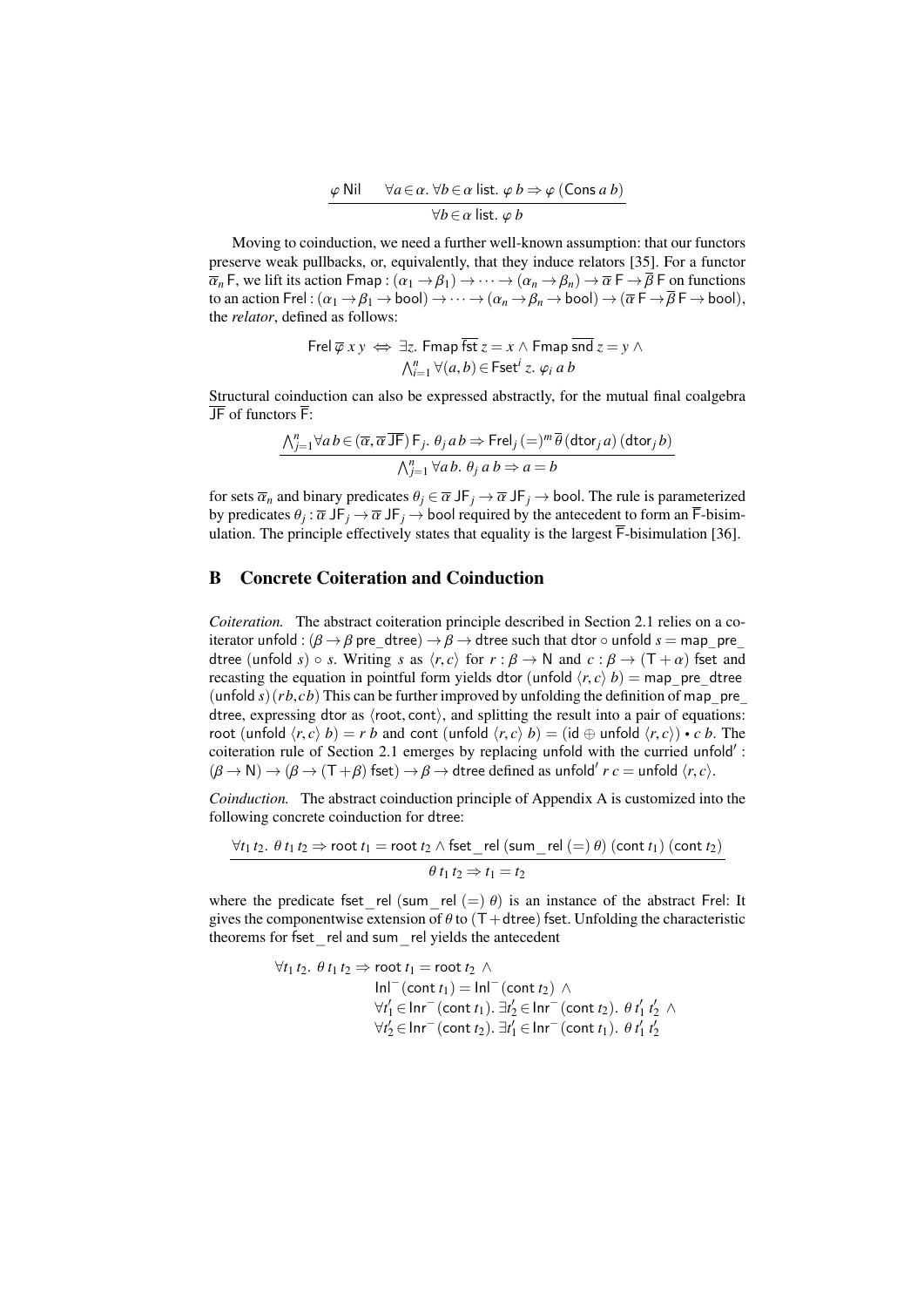$$\frac{\varphi\ \mathsf{Nil} \qquad \forall a \in \alpha.\ \forall b \in \alpha\ \mathsf{list}.\ \varphi\ b \Rightarrow \varphi\ (\mathsf{Cons}\ a\ b)}{\forall b \in \alpha\ \mathsf{list}.\ \varphi\ b}$$

Moving to coinduction, we need a further well-known assumption: that our functors preserve weak pullbacks, or, equivalently, that they induce relators [35]. For a functor $\overline{\alpha}_n\ \mathsf{F}$, we lift its action $\mathsf{Fmap} : (\alpha_1 \to \beta_1) \to \cdots \to (\alpha_n \to \beta_n) \to \overline{\alpha}\ \mathsf{F} \to \overline{\beta}\ \mathsf{F}$ on functions to an action $\mathsf{Frel} : (\alpha_1 \to \beta_1 \to \mathsf{bool}) \to \cdots \to (\alpha_n \to \beta_n \to \mathsf{bool}) \to (\overline{\alpha}\ \mathsf{F} \to \overline{\beta}\ \mathsf{F} \to \mathsf{bool})$, the *relator*, defined as follows:

$$\mathsf{Frel}\ \overline{\varphi}\ x\ y \iff \exists z.\ \mathsf{Fmap}\ \overline{\mathsf{fst}}\ z = x \wedge \mathsf{Fmap}\ \overline{\mathsf{snd}}\ z = y \wedge \\ \textstyle\bigwedge_{i=1}^{n} \forall (a,b) \in \mathsf{Fset}^i\ z.\ \varphi_i\ a\ b$$

Structural coinduction can also be expressed abstractly, for the mutual final coalgebra $\overline{\mathsf{JF}}$ of functors $\overline{\mathsf{F}}$:

$$\frac{\bigwedge_{j=1}^{n} \forall a\, b \in (\overline{\alpha}, \overline{\alpha}\ \overline{\mathsf{JF}})\ \mathsf{F}_j.\ \theta_j\ a\ b \Rightarrow \mathsf{Frel}_j\ (=)^m\ \overline{\theta}\ (\mathsf{dtor}_j\ a)\ (\mathsf{dtor}_j\ b)}{\bigwedge_{j=1}^{n} \forall a\, b.\ \theta_j\ a\ b \Rightarrow a = b}$$

for sets $\overline{\alpha}_n$ and binary predicates $\theta_j \in \overline{\alpha}\ \mathsf{JF}_j \to \overline{\alpha}\ \mathsf{JF}_j \to \mathsf{bool}$. The rule is parameterized by predicates $\theta_j : \overline{\alpha}\ \mathsf{JF}_j \to \overline{\alpha}\ \mathsf{JF}_j \to \mathsf{bool}$ required by the antecedent to form an $\overline{\mathsf{F}}$-bisimulation. The principle effectively states that equality is the largest $\overline{\mathsf{F}}$-bisimulation [36].

## B Concrete Coiteration and Coinduction

*Coiteration.* The abstract coiteration principle described in Section 2.1 relies on a coiterator $\mathsf{unfold} : (\beta \to \beta\ \mathsf{pre\_dtree}) \to \beta \to \mathsf{dtree}$ such that $\mathsf{dtor} \circ \mathsf{unfold}\ s = \mathsf{map\_pre\_dtree}\ (\mathsf{unfold}\ s) \circ s$. Writing $s$ as $\langle r, c\rangle$ for $r : \beta \to \mathsf{N}$ and $c : \beta \to (\mathsf{T} + \alpha)$ fset and recasting the equation in pointful form yields $\mathsf{dtor}\ (\mathsf{unfold}\ \langle r, c\rangle\ b) = \mathsf{map\_pre\_dtree}\ (\mathsf{unfold}\ s)\ (r\,b, c\,b)$ This can be further improved by unfolding the definition of map_pre_dtree, expressing dtor as $\langle \mathsf{root}, \mathsf{cont}\rangle$, and splitting the result into a pair of equations: $\mathsf{root}\ (\mathsf{unfold}\ \langle r, c\rangle\ b) = r\ b$ and $\mathsf{cont}\ (\mathsf{unfold}\ \langle r, c\rangle\ b) = (\mathsf{id} \oplus \mathsf{unfold}\ \langle r, c\rangle) \bullet c\ b$. The coiteration rule of Section 2.1 emerges by replacing unfold with the curried $\mathsf{unfold}' : (\beta \to \mathsf{N}) \to (\beta \to (\mathsf{T} + \beta)\ \mathsf{fset}) \to \beta \to \mathsf{dtree}$ defined as $\mathsf{unfold}'\ r\ c = \mathsf{unfold}\ \langle r, c\rangle$.

*Coinduction.* The abstract coinduction principle of Appendix A is customized into the following concrete coinduction for dtree:

$$\frac{\forall t_1\, t_2.\ \theta\ t_1\ t_2 \Rightarrow \mathsf{root}\ t_1 = \mathsf{root}\ t_2 \wedge \mathsf{fset\_rel}\ (\mathsf{sum\_rel}\ (=)\ \theta)\ (\mathsf{cont}\ t_1)\ (\mathsf{cont}\ t_2)}{\theta\ t_1\ t_2 \Rightarrow t_1 = t_2}$$

where the predicate $\mathsf{fset\_rel}\ (\mathsf{sum\_rel}\ (=)\ \theta)$ is an instance of the abstract Frel: It gives the componentwise extension of $\theta$ to $(\mathsf{T} + \mathsf{dtree})$ fset. Unfolding the characteristic theorems for fset_rel and sum_rel yields the antecedent

$$\begin{aligned}\forall t_1\, t_2.\ \theta\ t_1\ t_2 \Rightarrow\ & \mathsf{root}\ t_1 = \mathsf{root}\ t_2\ \wedge \\ & \mathsf{Inl}^-(\mathsf{cont}\ t_1) = \mathsf{Inl}^-(\mathsf{cont}\ t_2)\ \wedge \\ & \forall t_1' \in \mathsf{Inr}^-(\mathsf{cont}\ t_1).\ \exists t_2' \in \mathsf{Inr}^-(\mathsf{cont}\ t_2).\ \theta\ t_1'\ t_2'\ \wedge \\ & \forall t_2' \in \mathsf{Inr}^-(\mathsf{cont}\ t_2).\ \exists t_1' \in \mathsf{Inr}^-(\mathsf{cont}\ t_1).\ \theta\ t_1'\ t_2'\end{aligned}$$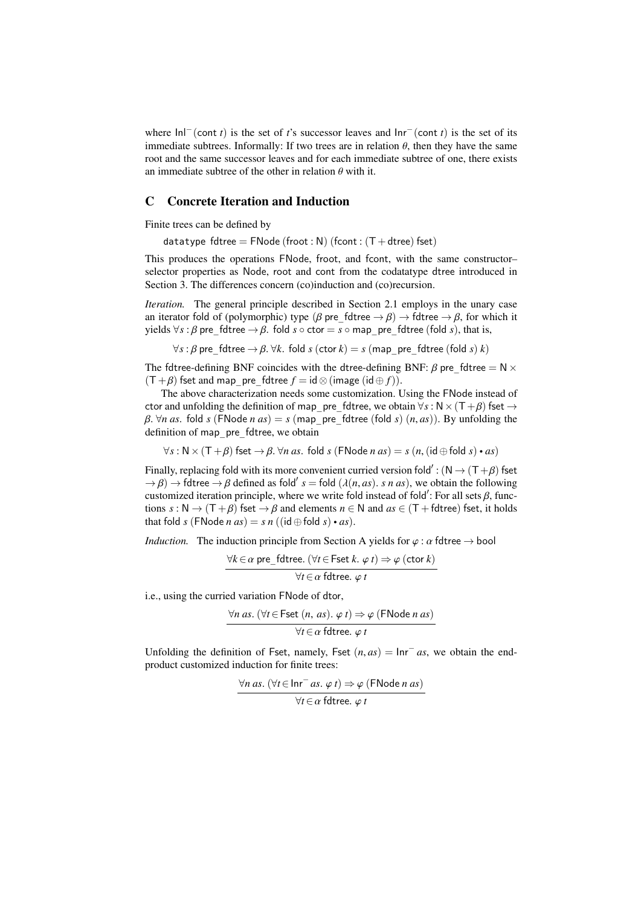where $\mathsf{Inl}^-(\mathsf{cont}\ t)$ is the set of $t$'s successor leaves and $\mathsf{Inr}^-(\mathsf{cont}\ t)$ is the set of its immediate subtrees. Informally: If two trees are in relation $\theta$, then they have the same root and the same successor leaves and for each immediate subtree of one, there exists an immediate subtree of the other in relation $\theta$ with it.

## C Concrete Iteration and Induction

Finite trees can be defined by

$$\mathtt{datatype}\ \mathsf{fdtree} = \mathsf{FNode}\ (\mathsf{froot} : \mathsf{N})\ (\mathsf{fcont} : (\mathsf{T} + \mathsf{dtree})\ \mathsf{fset})$$

This produces the operations FNode, froot, and fcont, with the same constructor–selector properties as Node, root and cont from the codatatype dtree introduced in Section 3. The differences concern (co)induction and (co)recursion.

*Iteration.* The general principle described in Section 2.1 employs in the unary case an iterator fold of (polymorphic) type $(\beta\ \mathsf{pre\_fdtree} \to \beta) \to \mathsf{fdtree} \to \beta$, for which it yields $\forall s : \beta\ \mathsf{pre\_fdtree} \to \beta.\ \mathsf{fold}\ s \circ \mathsf{ctor} = s \circ \mathsf{map\_pre\_fdtree}\ (\mathsf{fold}\ s)$, that is,

$$\forall s : \beta\ \mathsf{pre\_fdtree} \to \beta.\ \forall k.\ \mathsf{fold}\ s\ (\mathsf{ctor}\ k) = s\ (\mathsf{map\_pre\_fdtree}\ (\mathsf{fold}\ s)\ k)$$

The fdtree-defining BNF coincides with the dtree-defining BNF: $\beta\ \mathsf{pre\_fdtree} = \mathsf{N} \times (\mathsf{T} + \beta)\ \mathsf{fset}$ and $\mathsf{map\_pre\_fdtree}\ f = \mathsf{id} \otimes (\mathsf{image}\ (\mathsf{id} \oplus f))$.

The above characterization needs some customization. Using the FNode instead of ctor and unfolding the definition of map_pre_fdtree, we obtain $\forall s : \mathsf{N} \times (\mathsf{T} + \beta)\ \mathsf{fset} \to \beta.\ \forall n\ as.\ \mathsf{fold}\ s\ (\mathsf{FNode}\ n\ as) = s\ (\mathsf{map\_pre\_fdtree}\ (\mathsf{fold}\ s)\ (n, as))$. By unfolding the definition of map_pre_fdtree, we obtain

$$\forall s : \mathsf{N} \times (\mathsf{T} + \beta)\ \mathsf{fset} \to \beta.\ \forall n\ as.\ \mathsf{fold}\ s\ (\mathsf{FNode}\ n\ as) = s\ (n, (\mathsf{id} \oplus \mathsf{fold}\ s) \bullet as)$$

Finally, replacing fold with its more convenient curried version $\mathsf{fold}' : (\mathsf{N} \to (\mathsf{T} + \beta)\ \mathsf{fset} \to \beta) \to \mathsf{fdtree} \to \beta$ defined as $\mathsf{fold}'\ s = \mathsf{fold}\ (\lambda(n, as).\ s\ n\ as)$, we obtain the following customized iteration principle, where we write fold instead of $\mathsf{fold}'$: For all sets $\beta$, functions $s : \mathsf{N} \to (\mathsf{T} + \beta)\ \mathsf{fset} \to \beta$ and elements $n \in \mathsf{N}$ and $as \in (\mathsf{T} + \mathsf{fdtree})\ \mathsf{fset}$, it holds that $\mathsf{fold}\ s\ (\mathsf{FNode}\ n\ as) = s\ n\ ((\mathsf{id} \oplus \mathsf{fold}\ s) \bullet as)$.

*Induction.* The induction principle from Section A yields for $\varphi : \alpha\ \mathsf{fdtree} \to \mathsf{bool}$

$$\frac{\forall k \in \alpha\ \mathsf{pre\_fdtree}.\ (\forall t \in \mathsf{Fset}\ k.\ \varphi\ t) \Rightarrow \varphi\ (\mathsf{ctor}\ k)}{\forall t \in \alpha\ \mathsf{fdtree}.\ \varphi\ t}$$

i.e., using the curried variation FNode of dtor,

$$\frac{\forall n\ as.\ (\forall t \in \mathsf{Fset}\ (n,\ as).\ \varphi\ t) \Rightarrow \varphi\ (\mathsf{FNode}\ n\ as)}{\forall t \in \alpha\ \mathsf{fdtree}.\ \varphi\ t}$$

Unfolding the definition of Fset, namely, $\mathsf{Fset}\ (n, as) = \mathsf{Inr}^-\ as$, we obtain the end-product customized induction for finite trees:

$$\frac{\forall n\ as.\ (\forall t \in \mathsf{Inr}^-\ as.\ \varphi\ t) \Rightarrow \varphi\ (\mathsf{FNode}\ n\ as)}{\forall t \in \alpha\ \mathsf{fdtree}.\ \varphi\ t}$$